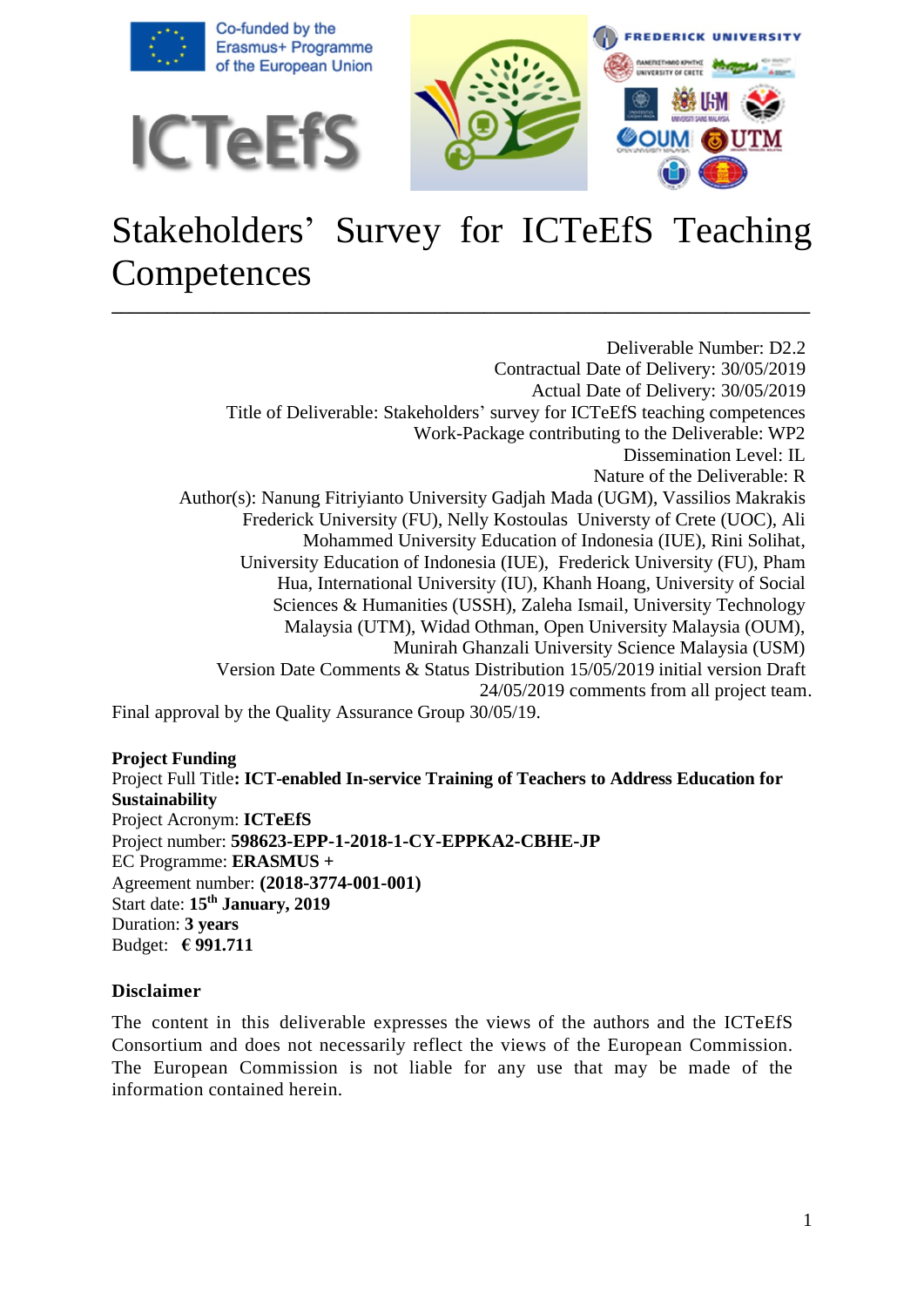Co-funded by the Erasmus+ Programme of the European Union

ICTeEfS

# Stakeholders' Survey for ICTeEfS Teaching Competences

Deliverable Number: D2.2
Contractual Date of Delivery: 30/05/2019
Actual Date of Delivery: 30/05/2019
Title of Deliverable: Stakeholders' survey for ICTeEfS teaching competences
Work-Package contributing to the Deliverable: WP2
Dissemination Level: IL
Nature of the Deliverable: R
Author(s): Nanung Fitriyianto University Gadjah Mada (UGM), Vassilios Makrakis Frederick University (FU), Nelly Kostoulas Universty of Crete (UOC), Ali Mohammed University Education of Indonesia (IUE), Rini Solihat, University Education of Indonesia (IUE), Frederick University (FU), Pham Hua, International University (IU), Khanh Hoang, University of Social Sciences & Humanities (USSH), Zaleha Ismail, University Technology Malaysia (UTM), Widad Othman, Open University Malaysia (OUM), Munirah Ghanzali University Science Malaysia (USM)
Version Date Comments & Status Distribution 15/05/2019 initial version Draft 24/05/2019 comments from all project team.
Final approval by the Quality Assurance Group 30/05/19.

**Project Funding**
Project Full Title**: ICT-enabled In-service Training of Teachers to Address Education for Sustainability**
Project Acronym: **ICTeEfS**
Project number: **598623-EPP-1-2018-1-CY-EPPKA2-CBHE-JP**
EC Programme: **ERASMUS +**
Agreement number: **(2018-3774-001-001)**
Start date: **15th January, 2019**
Duration: **3 years**
Budget: **€ 991.711**

**Disclaimer**

The content in this deliverable expresses the views of the authors and the ICTeEfS Consortium and does not necessarily reflect the views of the European Commission. The European Commission is not liable for any use that may be made of the information contained herein.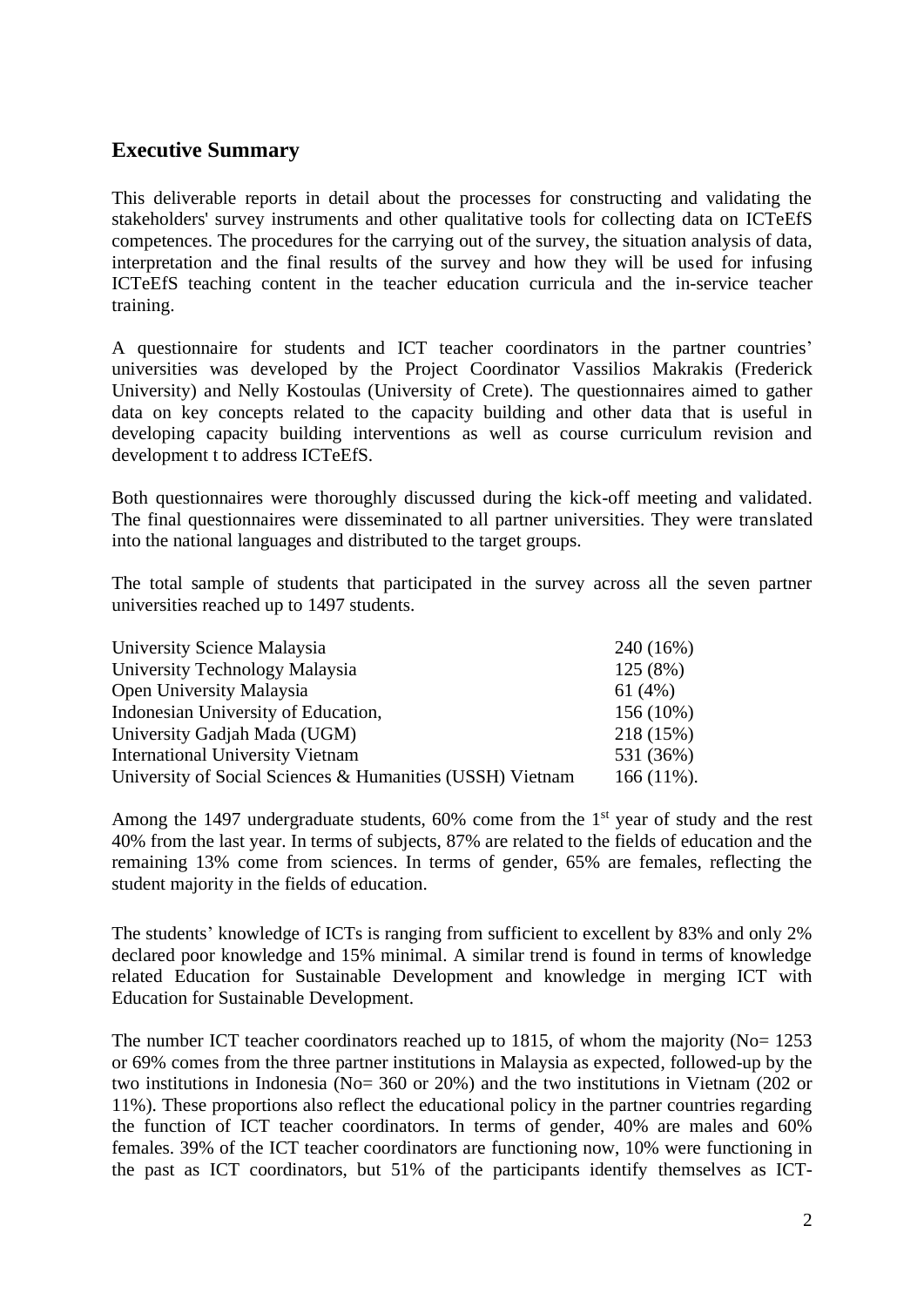## Executive Summary

This deliverable reports in detail about the processes for constructing and validating the stakeholders' survey instruments and other qualitative tools for collecting data on ICTeEfS competences. The procedures for the carrying out of the survey, the situation analysis of data, interpretation and the final results of the survey and how they will be used for infusing ICTeEfS teaching content in the teacher education curricula and the in-service teacher training.

A questionnaire for students and ICT teacher coordinators in the partner countries' universities was developed by the Project Coordinator Vassilios Makrakis (Frederick University) and Nelly Kostoulas (University of Crete). The questionnaires aimed to gather data on key concepts related to the capacity building and other data that is useful in developing capacity building interventions as well as course curriculum revision and development t to address ICTeEfS.

Both questionnaires were thoroughly discussed during the kick-off meeting and validated. The final questionnaires were disseminated to all partner universities. They were translated into the national languages and distributed to the target groups.

The total sample of students that participated in the survey across all the seven partner universities reached up to 1497 students.

| | |
|---|---|
| University Science Malaysia | 240 (16%) |
| University Technology Malaysia | 125 (8%) |
| Open University Malaysia | 61 (4%) |
| Indonesian University of Education, | 156 (10%) |
| University Gadjah Mada (UGM) | 218 (15%) |
| International University Vietnam | 531 (36%) |
| University of Social Sciences & Humanities (USSH) Vietnam | 166 (11%). |

Among the 1497 undergraduate students, 60% come from the 1st year of study and the rest 40% from the last year. In terms of subjects, 87% are related to the fields of education and the remaining 13% come from sciences. In terms of gender, 65% are females, reflecting the student majority in the fields of education.

The students' knowledge of ICTs is ranging from sufficient to excellent by 83% and only 2% declared poor knowledge and 15% minimal. A similar trend is found in terms of knowledge related Education for Sustainable Development and knowledge in merging ICT with Education for Sustainable Development.

The number ICT teacher coordinators reached up to 1815, of whom the majority (No= 1253 or 69% comes from the three partner institutions in Malaysia as expected, followed-up by the two institutions in Indonesia (No= 360 or 20%) and the two institutions in Vietnam (202 or 11%). These proportions also reflect the educational policy in the partner countries regarding the function of ICT teacher coordinators. In terms of gender, 40% are males and 60% females. 39% of the ICT teacher coordinators are functioning now, 10% were functioning in the past as ICT coordinators, but 51% of the participants identify themselves as ICT-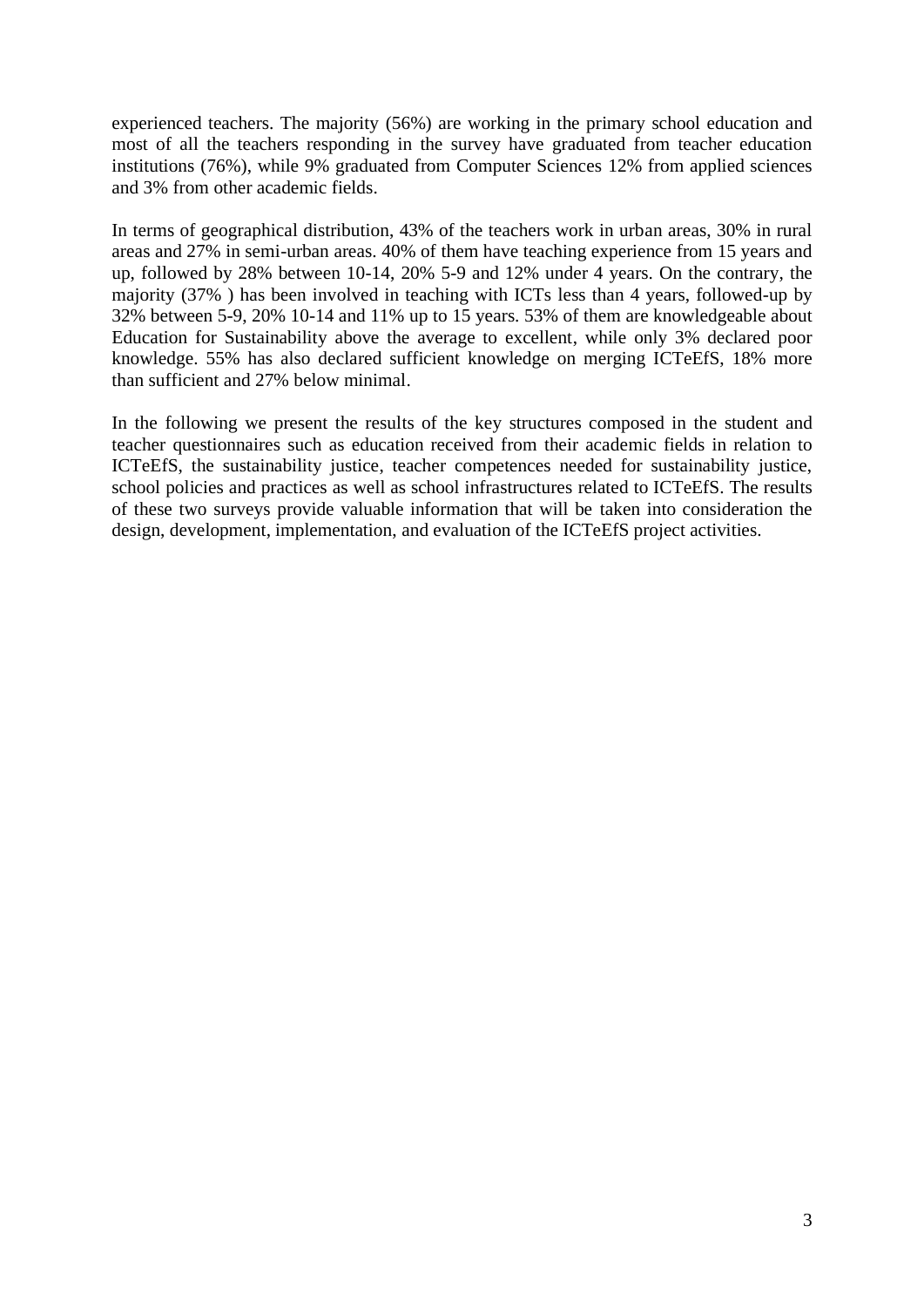experienced teachers. The majority (56%) are working in the primary school education and most of all the teachers responding in the survey have graduated from teacher education institutions (76%), while 9% graduated from Computer Sciences 12% from applied sciences and 3% from other academic fields.

In terms of geographical distribution, 43% of the teachers work in urban areas, 30% in rural areas and 27% in semi-urban areas. 40% of them have teaching experience from 15 years and up, followed by 28% between 10-14, 20% 5-9 and 12% under 4 years. On the contrary, the majority (37% ) has been involved in teaching with ICTs less than 4 years, followed-up by 32% between 5-9, 20% 10-14 and 11% up to 15 years. 53% of them are knowledgeable about Education for Sustainability above the average to excellent, while only 3% declared poor knowledge. 55% has also declared sufficient knowledge on merging ICTeEfS, 18% more than sufficient and 27% below minimal.

In the following we present the results of the key structures composed in the student and teacher questionnaires such as education received from their academic fields in relation to ICTeEfS, the sustainability justice, teacher competences needed for sustainability justice, school policies and practices as well as school infrastructures related to ICTeEfS. The results of these two surveys provide valuable information that will be taken into consideration the design, development, implementation, and evaluation of the ICTeEfS project activities.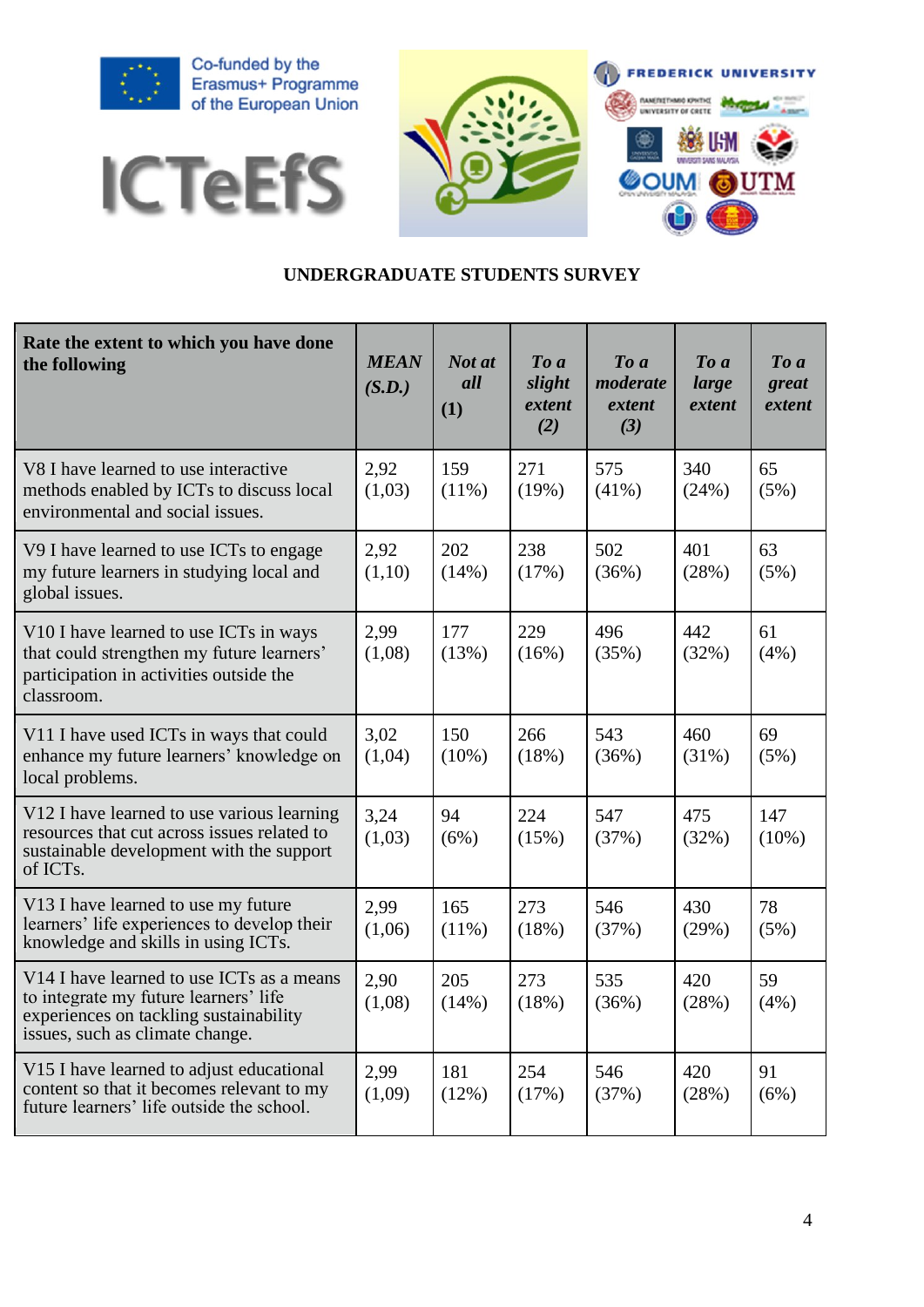Co-funded by the Erasmus+ Programme of the European Union

ICTeEfS

UNDERGRADUATE STUDENTS SURVEY

| **Rate the extent to which you have done the following** | ***MEAN (S.D.)*** | ***Not at all* (1)** | ***To a slight extent (2)*** | ***To a moderate extent (3)*** | ***To a large extent*** | ***To a great extent*** |
|---|---|---|---|---|---|---|
| V8 I have learned to use interactive methods enabled by ICTs to discuss local environmental and social issues. | 2,92 (1,03) | 159 (11%) | 271 (19%) | 575 (41%) | 340 (24%) | 65 (5%) |
| V9 I have learned to use ICTs to engage my future learners in studying local and global issues. | 2,92 (1,10) | 202 (14%) | 238 (17%) | 502 (36%) | 401 (28%) | 63 (5%) |
| V10 I have learned to use ICTs in ways that could strengthen my future learners' participation in activities outside the classroom. | 2,99 (1,08) | 177 (13%) | 229 (16%) | 496 (35%) | 442 (32%) | 61 (4%) |
| V11 I have used ICTs in ways that could enhance my future learners' knowledge on local problems. | 3,02 (1,04) | 150 (10%) | 266 (18%) | 543 (36%) | 460 (31%) | 69 (5%) |
| V12 I have learned to use various learning resources that cut across issues related to sustainable development with the support of ICTs. | 3,24 (1,03) | 94 (6%) | 224 (15%) | 547 (37%) | 475 (32%) | 147 (10%) |
| V13 I have learned to use my future learners' life experiences to develop their knowledge and skills in using ICTs. | 2,99 (1,06) | 165 (11%) | 273 (18%) | 546 (37%) | 430 (29%) | 78 (5%) |
| V14 I have learned to use ICTs as a means to integrate my future learners' life experiences on tackling sustainability issues, such as climate change. | 2,90 (1,08) | 205 (14%) | 273 (18%) | 535 (36%) | 420 (28%) | 59 (4%) |
| V15 I have learned to adjust educational content so that it becomes relevant to my future learners' life outside the school. | 2,99 (1,09) | 181 (12%) | 254 (17%) | 546 (37%) | 420 (28%) | 91 (6%) |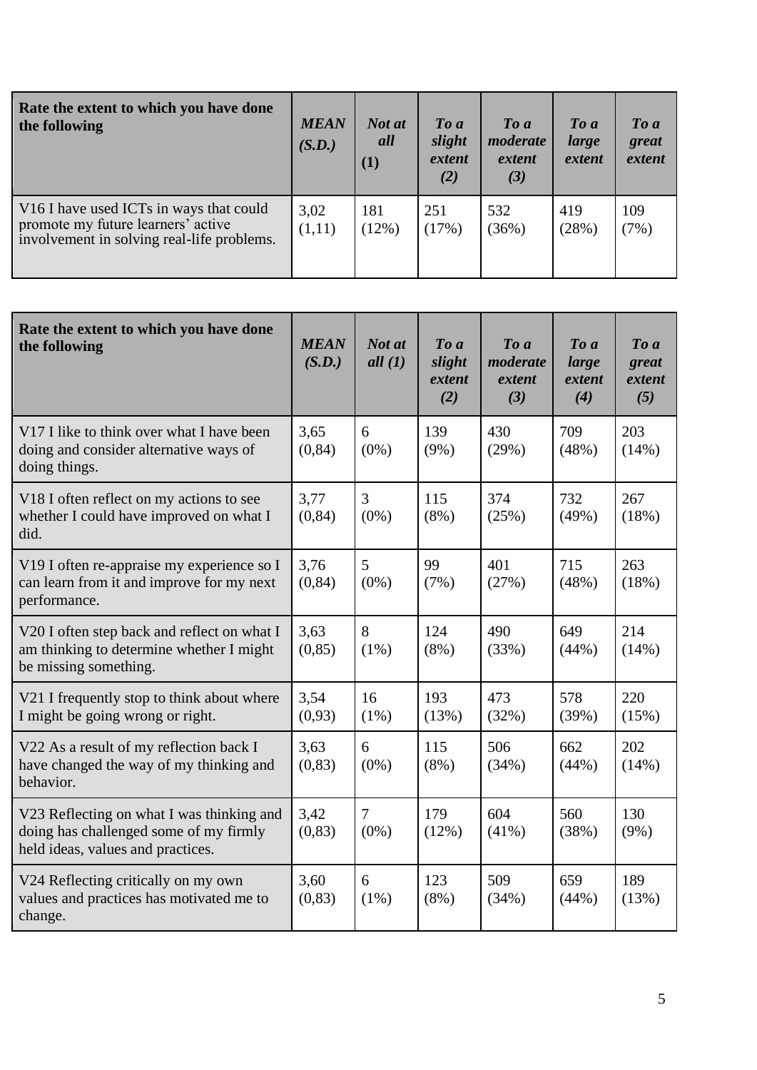| Rate the extent to which you have done the following | *MEAN (S.D.)* | *Not at all* **(1)** | *To a slight extent (2)* | *To a moderate extent (3)* | *To a large extent* | *To a great extent* |
|---|---|---|---|---|---|---|
| V16 I have used ICTs in ways that could promote my future learners' active involvement in solving real-life problems. | 3,02 (1,11) | 181 (12%) | 251 (17%) | 532 (36%) | 419 (28%) | 109 (7%) |

| Rate the extent to which you have done the following | *MEAN (S.D.)* | *Not at all (1)* | *To a slight extent (2)* | *To a moderate extent (3)* | *To a large extent (4)* | *To a great extent (5)* |
|---|---|---|---|---|---|---|
| V17 I like to think over what I have been doing and consider alternative ways of doing things. | 3,65 (0,84) | 6 (0%) | 139 (9%) | 430 (29%) | 709 (48%) | 203 (14%) |
| V18 I often reflect on my actions to see whether I could have improved on what I did. | 3,77 (0,84) | 3 (0%) | 115 (8%) | 374 (25%) | 732 (49%) | 267 (18%) |
| V19 I often re-appraise my experience so I can learn from it and improve for my next performance. | 3,76 (0,84) | 5 (0%) | 99 (7%) | 401 (27%) | 715 (48%) | 263 (18%) |
| V20 I often step back and reflect on what I am thinking to determine whether I might be missing something. | 3,63 (0,85) | 8 (1%) | 124 (8%) | 490 (33%) | 649 (44%) | 214 (14%) |
| V21 I frequently stop to think about where I might be going wrong or right. | 3,54 (0,93) | 16 (1%) | 193 (13%) | 473 (32%) | 578 (39%) | 220 (15%) |
| V22 As a result of my reflection back I have changed the way of my thinking and behavior. | 3,63 (0,83) | 6 (0%) | 115 (8%) | 506 (34%) | 662 (44%) | 202 (14%) |
| V23 Reflecting on what I was thinking and doing has challenged some of my firmly held ideas, values and practices. | 3,42 (0,83) | 7 (0%) | 179 (12%) | 604 (41%) | 560 (38%) | 130 (9%) |
| V24 Reflecting critically on my own values and practices has motivated me to change. | 3,60 (0,83) | 6 (1%) | 123 (8%) | 509 (34%) | 659 (44%) | 189 (13%) |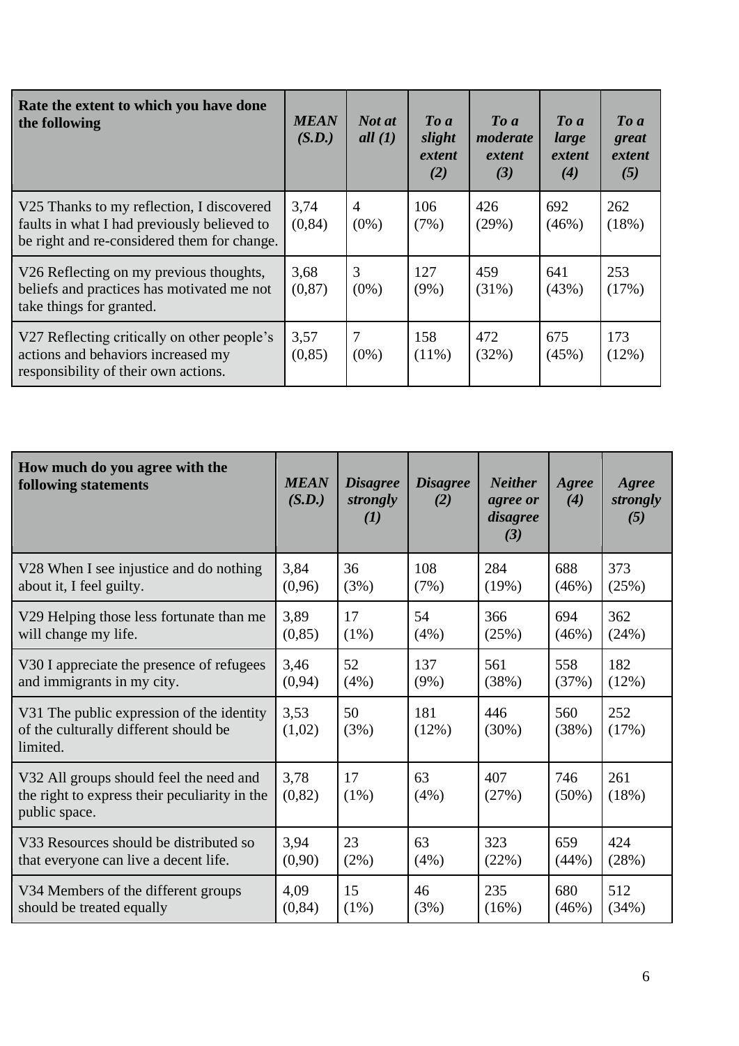| **Rate the extent to which you have done the following** | ***MEAN (S.D.)*** | ***Not at all (1)*** | ***To a slight extent (2)*** | ***To a moderate extent (3)*** | ***To a large extent (4)*** | ***To a great extent (5)*** |
|---|---|---|---|---|---|---|
| V25 Thanks to my reflection, I discovered faults in what I had previously believed to be right and re-considered them for change. | 3,74 (0,84) | 4 (0%) | 106 (7%) | 426 (29%) | 692 (46%) | 262 (18%) |
| V26 Reflecting on my previous thoughts, beliefs and practices has motivated me not take things for granted. | 3,68 (0,87) | 3 (0%) | 127 (9%) | 459 (31%) | 641 (43%) | 253 (17%) |
| V27 Reflecting critically on other people's actions and behaviors increased my responsibility of their own actions. | 3,57 (0,85) | 7 (0%) | 158 (11%) | 472 (32%) | 675 (45%) | 173 (12%) |

| **How much do you agree with the following statements** | ***MEAN (S.D.)*** | ***Disagree strongly (1)*** | ***Disagree (2)*** | ***Neither agree or disagree (3)*** | ***Agree (4)*** | ***Agree strongly (5)*** |
|---|---|---|---|---|---|---|
| V28 When I see injustice and do nothing about it, I feel guilty. | 3,84 (0,96) | 36 (3%) | 108 (7%) | 284 (19%) | 688 (46%) | 373 (25%) |
| V29 Helping those less fortunate than me will change my life. | 3,89 (0,85) | 17 (1%) | 54 (4%) | 366 (25%) | 694 (46%) | 362 (24%) |
| V30 I appreciate the presence of refugees and immigrants in my city. | 3,46 (0,94) | 52 (4%) | 137 (9%) | 561 (38%) | 558 (37%) | 182 (12%) |
| V31 The public expression of the identity of the culturally different should be limited. | 3,53 (1,02) | 50 (3%) | 181 (12%) | 446 (30%) | 560 (38%) | 252 (17%) |
| V32 All groups should feel the need and the right to express their peculiarity in the public space. | 3,78 (0,82) | 17 (1%) | 63 (4%) | 407 (27%) | 746 (50%) | 261 (18%) |
| V33 Resources should be distributed so that everyone can live a decent life. | 3,94 (0,90) | 23 (2%) | 63 (4%) | 323 (22%) | 659 (44%) | 424 (28%) |
| V34 Members of the different groups should be treated equally | 4,09 (0,84) | 15 (1%) | 46 (3%) | 235 (16%) | 680 (46%) | 512 (34%) |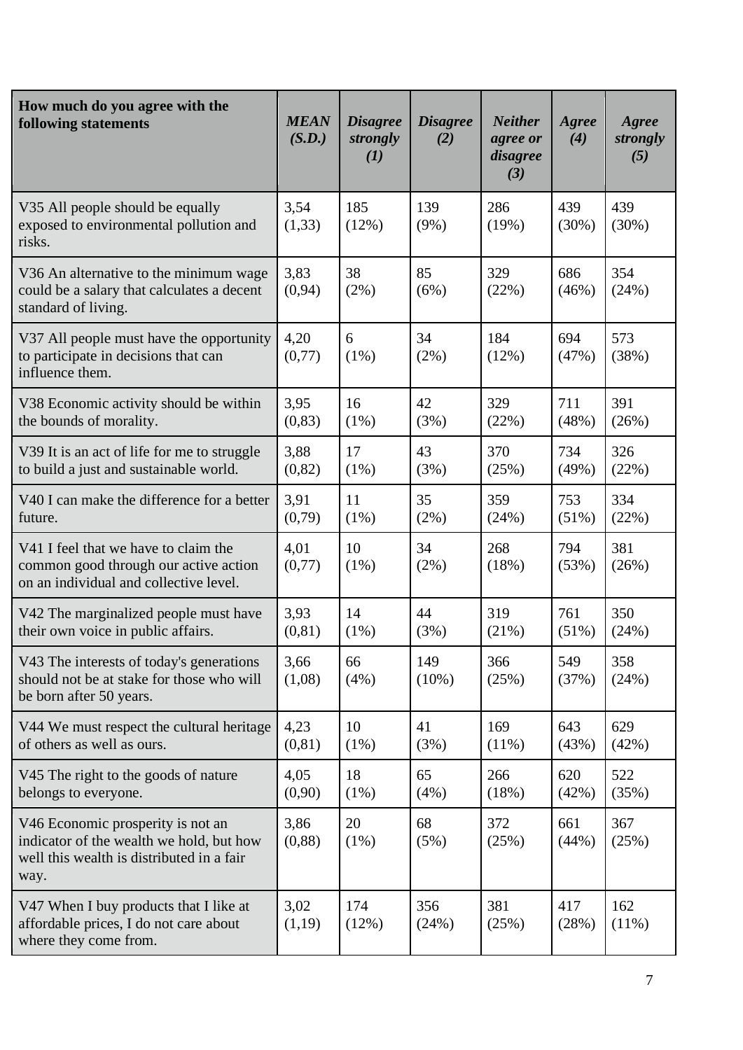| How much do you agree with the following statements | *MEAN (S.D.)* | *Disagree strongly (1)* | *Disagree (2)* | *Neither agree or disagree (3)* | *Agree (4)* | *Agree strongly (5)* |
|---|---|---|---|---|---|---|
| V35 All people should be equally exposed to environmental pollution and risks. | 3,54 (1,33) | 185 (12%) | 139 (9%) | 286 (19%) | 439 (30%) | 439 (30%) |
| V36 An alternative to the minimum wage could be a salary that calculates a decent standard of living. | 3,83 (0,94) | 38 (2%) | 85 (6%) | 329 (22%) | 686 (46%) | 354 (24%) |
| V37 All people must have the opportunity to participate in decisions that can influence them. | 4,20 (0,77) | 6 (1%) | 34 (2%) | 184 (12%) | 694 (47%) | 573 (38%) |
| V38 Economic activity should be within the bounds of morality. | 3,95 (0,83) | 16 (1%) | 42 (3%) | 329 (22%) | 711 (48%) | 391 (26%) |
| V39 It is an act of life for me to struggle to build a just and sustainable world. | 3,88 (0,82) | 17 (1%) | 43 (3%) | 370 (25%) | 734 (49%) | 326 (22%) |
| V40 I can make the difference for a better future. | 3,91 (0,79) | 11 (1%) | 35 (2%) | 359 (24%) | 753 (51%) | 334 (22%) |
| V41 I feel that we have to claim the common good through our active action on an individual and collective level. | 4,01 (0,77) | 10 (1%) | 34 (2%) | 268 (18%) | 794 (53%) | 381 (26%) |
| V42 The marginalized people must have their own voice in public affairs. | 3,93 (0,81) | 14 (1%) | 44 (3%) | 319 (21%) | 761 (51%) | 350 (24%) |
| V43 The interests of today's generations should not be at stake for those who will be born after 50 years. | 3,66 (1,08) | 66 (4%) | 149 (10%) | 366 (25%) | 549 (37%) | 358 (24%) |
| V44 We must respect the cultural heritage of others as well as ours. | 4,23 (0,81) | 10 (1%) | 41 (3%) | 169 (11%) | 643 (43%) | 629 (42%) |
| V45 The right to the goods of nature belongs to everyone. | 4,05 (0,90) | 18 (1%) | 65 (4%) | 266 (18%) | 620 (42%) | 522 (35%) |
| V46 Economic prosperity is not an indicator of the wealth we hold, but how well this wealth is distributed in a fair way. | 3,86 (0,88) | 20 (1%) | 68 (5%) | 372 (25%) | 661 (44%) | 367 (25%) |
| V47 When I buy products that I like at affordable prices, I do not care about where they come from. | 3,02 (1,19) | 174 (12%) | 356 (24%) | 381 (25%) | 417 (28%) | 162 (11%) |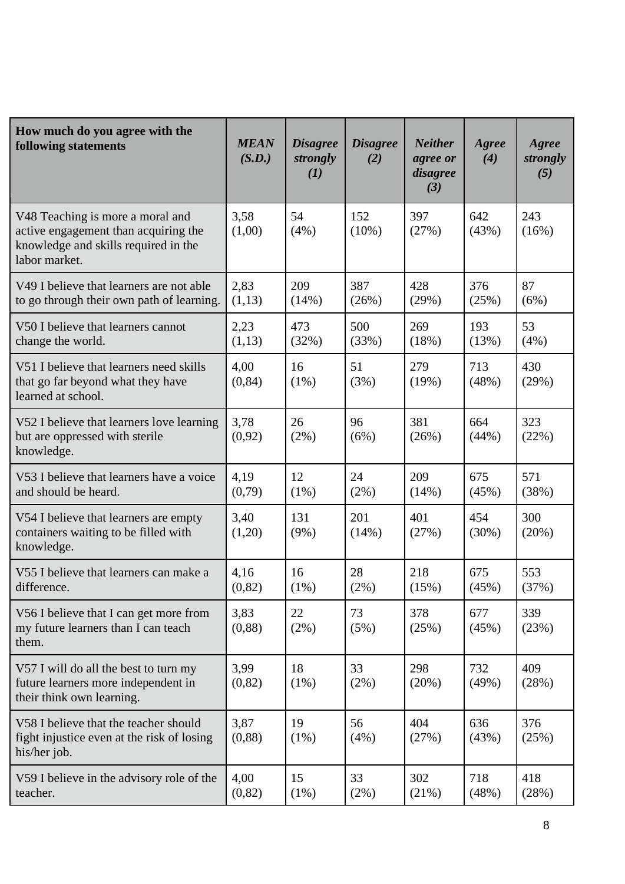| **How much do you agree with the following statements** | ***MEAN (S.D.)*** | ***Disagree strongly (1)*** | ***Disagree (2)*** | ***Neither agree or disagree (3)*** | ***Agree (4)*** | ***Agree strongly (5)*** |
|---|---|---|---|---|---|---|
| V48 Teaching is more a moral and active engagement than acquiring the knowledge and skills required in the labor market. | 3,58 (1,00) | 54 (4%) | 152 (10%) | 397 (27%) | 642 (43%) | 243 (16%) |
| V49 I believe that learners are not able to go through their own path of learning. | 2,83 (1,13) | 209 (14%) | 387 (26%) | 428 (29%) | 376 (25%) | 87 (6%) |
| V50 I believe that learners cannot change the world. | 2,23 (1,13) | 473 (32%) | 500 (33%) | 269 (18%) | 193 (13%) | 53 (4%) |
| V51 I believe that learners need skills that go far beyond what they have learned at school. | 4,00 (0,84) | 16 (1%) | 51 (3%) | 279 (19%) | 713 (48%) | 430 (29%) |
| V52 I believe that learners love learning but are oppressed with sterile knowledge. | 3,78 (0,92) | 26 (2%) | 96 (6%) | 381 (26%) | 664 (44%) | 323 (22%) |
| V53 I believe that learners have a voice and should be heard. | 4,19 (0,79) | 12 (1%) | 24 (2%) | 209 (14%) | 675 (45%) | 571 (38%) |
| V54 I believe that learners are empty containers waiting to be filled with knowledge. | 3,40 (1,20) | 131 (9%) | 201 (14%) | 401 (27%) | 454 (30%) | 300 (20%) |
| V55 I believe that learners can make a difference. | 4,16 (0,82) | 16 (1%) | 28 (2%) | 218 (15%) | 675 (45%) | 553 (37%) |
| V56 I believe that I can get more from my future learners than I can teach them. | 3,83 (0,88) | 22 (2%) | 73 (5%) | 378 (25%) | 677 (45%) | 339 (23%) |
| V57 I will do all the best to turn my future learners more independent in their think own learning. | 3,99 (0,82) | 18 (1%) | 33 (2%) | 298 (20%) | 732 (49%) | 409 (28%) |
| V58 I believe that the teacher should fight injustice even at the risk of losing his/her job. | 3,87 (0,88) | 19 (1%) | 56 (4%) | 404 (27%) | 636 (43%) | 376 (25%) |
| V59 I believe in the advisory role of the teacher. | 4,00 (0,82) | 15 (1%) | 33 (2%) | 302 (21%) | 718 (48%) | 418 (28%) |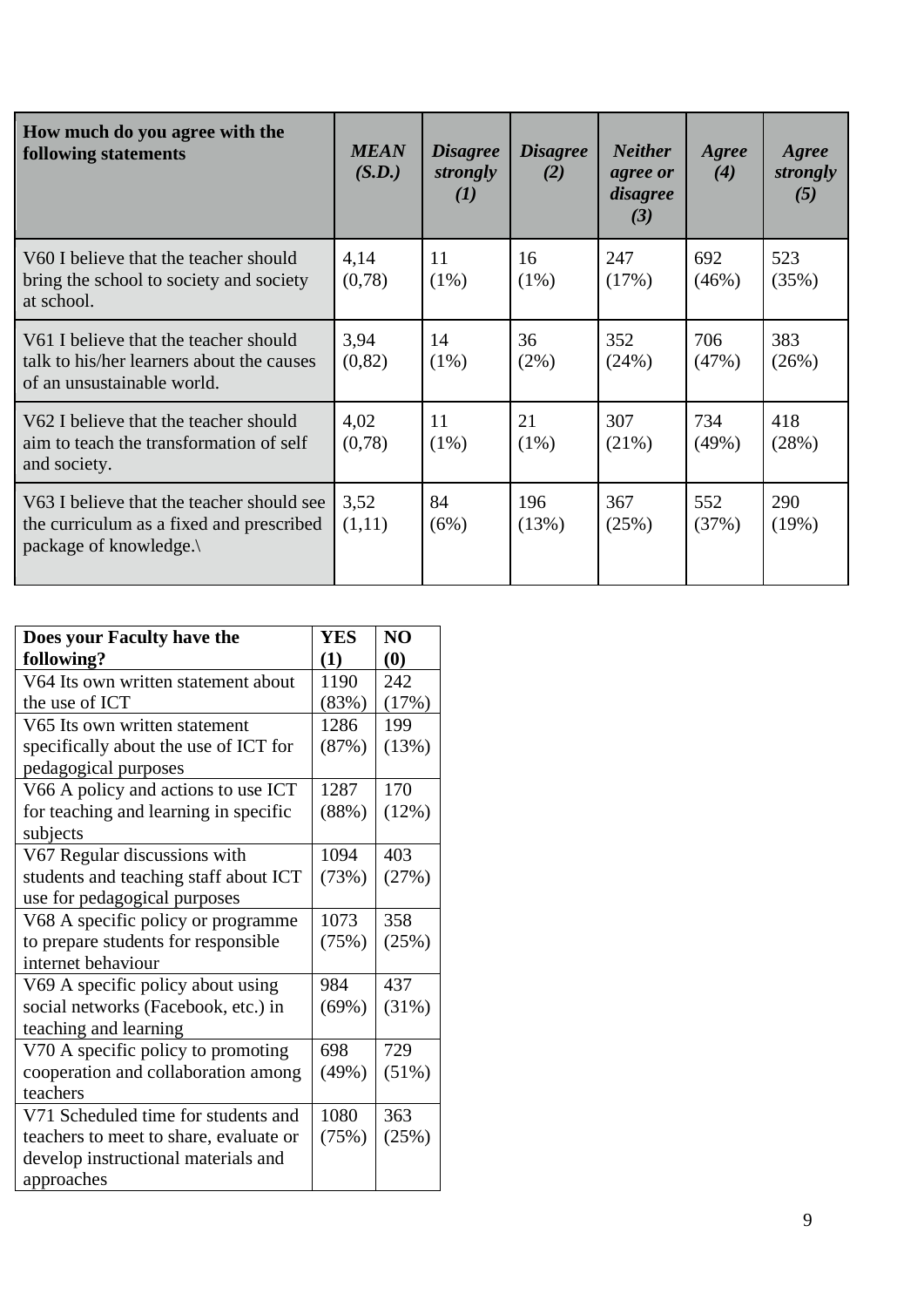| **How much do you agree with the following statements** | ***MEAN (S.D.)*** | ***Disagree strongly (1)*** | ***Disagree (2)*** | ***Neither agree or disagree (3)*** | ***Agree (4)*** | ***Agree strongly (5)*** |
|---|---|---|---|---|---|---|
| V60 I believe that the teacher should bring the school to society and society at school. | 4,14 (0,78) | 11 (1%) | 16 (1%) | 247 (17%) | 692 (46%) | 523 (35%) |
| V61 I believe that the teacher should talk to his/her learners about the causes of an unsustainable world. | 3,94 (0,82) | 14 (1%) | 36 (2%) | 352 (24%) | 706 (47%) | 383 (26%) |
| V62 I believe that the teacher should aim to teach the transformation of self and society. | 4,02 (0,78) | 11 (1%) | 21 (1%) | 307 (21%) | 734 (49%) | 418 (28%) |
| V63 I believe that the teacher should see the curriculum as a fixed and prescribed package of knowledge.\ | 3,52 (1,11) | 84 (6%) | 196 (13%) | 367 (25%) | 552 (37%) | 290 (19%) |

| **Does your Faculty have the following?** | **YES (1)** | **NO (0)** |
|---|---|---|
| V64 Its own written statement about the use of ICT | 1190 (83%) | 242 (17%) |
| V65 Its own written statement specifically about the use of ICT for pedagogical purposes | 1286 (87%) | 199 (13%) |
| V66 A policy and actions to use ICT for teaching and learning in specific subjects | 1287 (88%) | 170 (12%) |
| V67 Regular discussions with students and teaching staff about ICT use for pedagogical purposes | 1094 (73%) | 403 (27%) |
| V68 A specific policy or programme to prepare students for responsible internet behaviour | 1073 (75%) | 358 (25%) |
| V69 A specific policy about using social networks (Facebook, etc.) in teaching and learning | 984 (69%) | 437 (31%) |
| V70 A specific policy to promoting cooperation and collaboration among teachers | 698 (49%) | 729 (51%) |
| V71 Scheduled time for students and teachers to meet to share, evaluate or develop instructional materials and approaches | 1080 (75%) | 363 (25%) |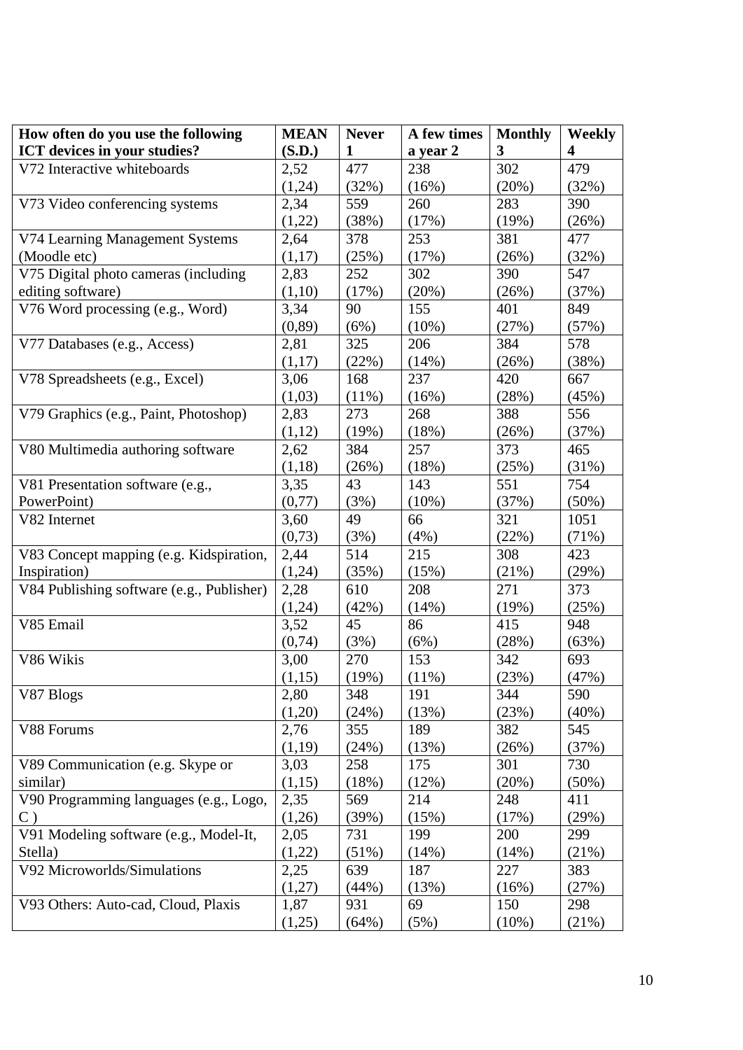| How often do you use the following ICT devices in your studies? | MEAN (S.D.) | Never 1 | A few times a year 2 | Monthly 3 | Weekly 4 |
|---|---|---|---|---|---|
| V72 Interactive whiteboards | 2,52 (1,24) | 477 (32%) | 238 (16%) | 302 (20%) | 479 (32%) |
| V73 Video conferencing systems | 2,34 (1,22) | 559 (38%) | 260 (17%) | 283 (19%) | 390 (26%) |
| V74 Learning Management Systems (Moodle etc) | 2,64 (1,17) | 378 (25%) | 253 (17%) | 381 (26%) | 477 (32%) |
| V75 Digital photo cameras (including editing software) | 2,83 (1,10) | 252 (17%) | 302 (20%) | 390 (26%) | 547 (37%) |
| V76 Word processing (e.g., Word) | 3,34 (0,89) | 90 (6%) | 155 (10%) | 401 (27%) | 849 (57%) |
| V77 Databases (e.g., Access) | 2,81 (1,17) | 325 (22%) | 206 (14%) | 384 (26%) | 578 (38%) |
| V78 Spreadsheets (e.g., Excel) | 3,06 (1,03) | 168 (11%) | 237 (16%) | 420 (28%) | 667 (45%) |
| V79 Graphics (e.g., Paint, Photoshop) | 2,83 (1,12) | 273 (19%) | 268 (18%) | 388 (26%) | 556 (37%) |
| V80 Multimedia authoring software | 2,62 (1,18) | 384 (26%) | 257 (18%) | 373 (25%) | 465 (31%) |
| V81 Presentation software (e.g., PowerPoint) | 3,35 (0,77) | 43 (3%) | 143 (10%) | 551 (37%) | 754 (50%) |
| V82 Internet | 3,60 (0,73) | 49 (3%) | 66 (4%) | 321 (22%) | 1051 (71%) |
| V83 Concept mapping (e.g. Kidspiration, Inspiration) | 2,44 (1,24) | 514 (35%) | 215 (15%) | 308 (21%) | 423 (29%) |
| V84 Publishing software (e.g., Publisher) | 2,28 (1,24) | 610 (42%) | 208 (14%) | 271 (19%) | 373 (25%) |
| V85 Email | 3,52 (0,74) | 45 (3%) | 86 (6%) | 415 (28%) | 948 (63%) |
| V86 Wikis | 3,00 (1,15) | 270 (19%) | 153 (11%) | 342 (23%) | 693 (47%) |
| V87 Blogs | 2,80 (1,20) | 348 (24%) | 191 (13%) | 344 (23%) | 590 (40%) |
| V88 Forums | 2,76 (1,19) | 355 (24%) | 189 (13%) | 382 (26%) | 545 (37%) |
| V89 Communication (e.g. Skype or similar) | 3,03 (1,15) | 258 (18%) | 175 (12%) | 301 (20%) | 730 (50%) |
| V90 Programming languages (e.g., Logo, C ) | 2,35 (1,26) | 569 (39%) | 214 (15%) | 248 (17%) | 411 (29%) |
| V91 Modeling software (e.g., Model-It, Stella) | 2,05 (1,22) | 731 (51%) | 199 (14%) | 200 (14%) | 299 (21%) |
| V92 Microworlds/Simulations | 2,25 (1,27) | 639 (44%) | 187 (13%) | 227 (16%) | 383 (27%) |
| V93 Others: Auto-cad, Cloud, Plaxis | 1,87 (1,25) | 931 (64%) | 69 (5%) | 150 (10%) | 298 (21%) |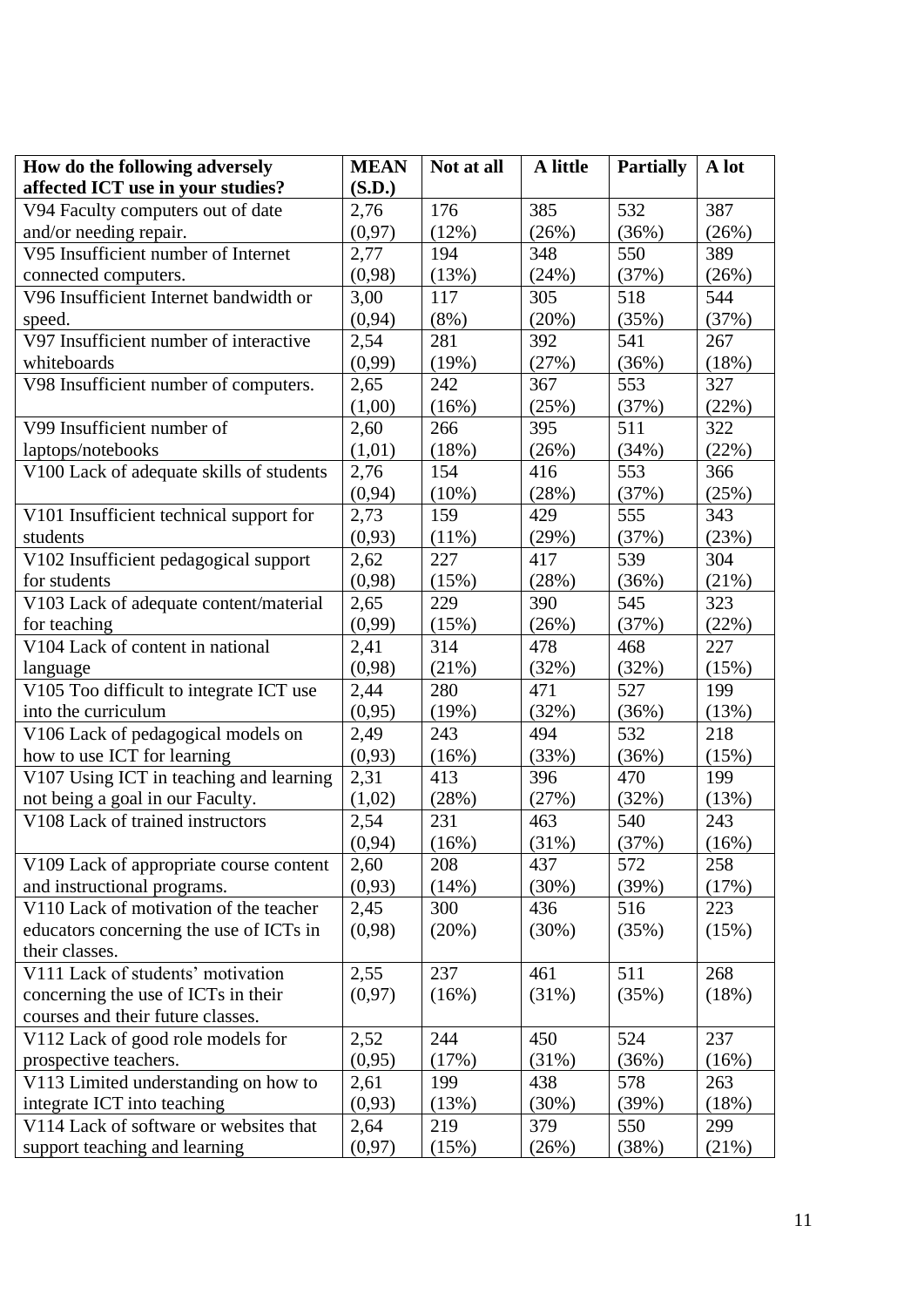| How do the following adversely affected ICT use in your studies? | MEAN (S.D.) | Not at all | A little | Partially | A lot |
|---|---|---|---|---|---|
| V94 Faculty computers out of date and/or needing repair. | 2,76 (0,97) | 176 (12%) | 385 (26%) | 532 (36%) | 387 (26%) |
| V95 Insufficient number of Internet connected computers. | 2,77 (0,98) | 194 (13%) | 348 (24%) | 550 (37%) | 389 (26%) |
| V96 Insufficient Internet bandwidth or speed. | 3,00 (0,94) | 117 (8%) | 305 (20%) | 518 (35%) | 544 (37%) |
| V97 Insufficient number of interactive whiteboards | 2,54 (0,99) | 281 (19%) | 392 (27%) | 541 (36%) | 267 (18%) |
| V98 Insufficient number of computers. | 2,65 (1,00) | 242 (16%) | 367 (25%) | 553 (37%) | 327 (22%) |
| V99 Insufficient number of laptops/notebooks | 2,60 (1,01) | 266 (18%) | 395 (26%) | 511 (34%) | 322 (22%) |
| V100 Lack of adequate skills of students | 2,76 (0,94) | 154 (10%) | 416 (28%) | 553 (37%) | 366 (25%) |
| V101 Insufficient technical support for students | 2,73 (0,93) | 159 (11%) | 429 (29%) | 555 (37%) | 343 (23%) |
| V102 Insufficient pedagogical support for students | 2,62 (0,98) | 227 (15%) | 417 (28%) | 539 (36%) | 304 (21%) |
| V103 Lack of adequate content/material for teaching | 2,65 (0,99) | 229 (15%) | 390 (26%) | 545 (37%) | 323 (22%) |
| V104 Lack of content in national language | 2,41 (0,98) | 314 (21%) | 478 (32%) | 468 (32%) | 227 (15%) |
| V105 Too difficult to integrate ICT use into the curriculum | 2,44 (0,95) | 280 (19%) | 471 (32%) | 527 (36%) | 199 (13%) |
| V106 Lack of pedagogical models on how to use ICT for learning | 2,49 (0,93) | 243 (16%) | 494 (33%) | 532 (36%) | 218 (15%) |
| V107 Using ICT in teaching and learning not being a goal in our Faculty. | 2,31 (1,02) | 413 (28%) | 396 (27%) | 470 (32%) | 199 (13%) |
| V108 Lack of trained instructors | 2,54 (0,94) | 231 (16%) | 463 (31%) | 540 (37%) | 243 (16%) |
| V109 Lack of appropriate course content and instructional programs. | 2,60 (0,93) | 208 (14%) | 437 (30%) | 572 (39%) | 258 (17%) |
| V110 Lack of motivation of the teacher educators concerning the use of ICTs in their classes. | 2,45 (0,98) | 300 (20%) | 436 (30%) | 516 (35%) | 223 (15%) |
| V111 Lack of students' motivation concerning the use of ICTs in their courses and their future classes. | 2,55 (0,97) | 237 (16%) | 461 (31%) | 511 (35%) | 268 (18%) |
| V112 Lack of good role models for prospective teachers. | 2,52 (0,95) | 244 (17%) | 450 (31%) | 524 (36%) | 237 (16%) |
| V113 Limited understanding on how to integrate ICT into teaching | 2,61 (0,93) | 199 (13%) | 438 (30%) | 578 (39%) | 263 (18%) |
| V114 Lack of software or websites that support teaching and learning | 2,64 (0,97) | 219 (15%) | 379 (26%) | 550 (38%) | 299 (21%) |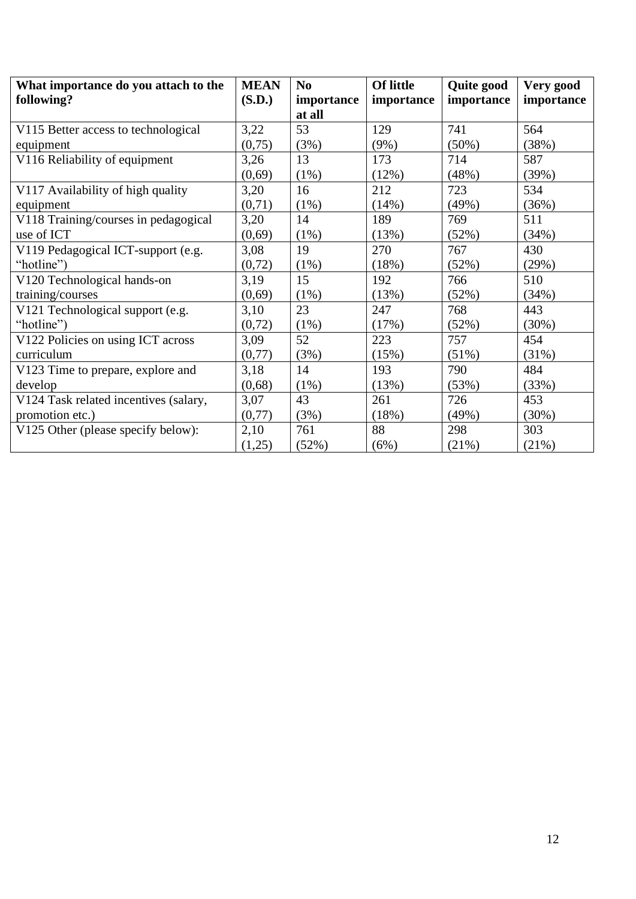| What importance do you attach to the following? | MEAN (S.D.) | No importance at all | Of little importance | Quite good importance | Very good importance |
|---|---|---|---|---|---|
| V115 Better access to technological equipment | 3,22 (0,75) | 53 (3%) | 129 (9%) | 741 (50%) | 564 (38%) |
| V116 Reliability of equipment | 3,26 (0,69) | 13 (1%) | 173 (12%) | 714 (48%) | 587 (39%) |
| V117 Availability of high quality equipment | 3,20 (0,71) | 16 (1%) | 212 (14%) | 723 (49%) | 534 (36%) |
| V118 Training/courses in pedagogical use of ICT | 3,20 (0,69) | 14 (1%) | 189 (13%) | 769 (52%) | 511 (34%) |
| V119 Pedagogical ICT-support (e.g. "hotline") | 3,08 (0,72) | 19 (1%) | 270 (18%) | 767 (52%) | 430 (29%) |
| V120 Technological hands-on training/courses | 3,19 (0,69) | 15 (1%) | 192 (13%) | 766 (52%) | 510 (34%) |
| V121 Technological support (e.g. "hotline") | 3,10 (0,72) | 23 (1%) | 247 (17%) | 768 (52%) | 443 (30%) |
| V122 Policies on using ICT across curriculum | 3,09 (0,77) | 52 (3%) | 223 (15%) | 757 (51%) | 454 (31%) |
| V123 Time to prepare, explore and develop | 3,18 (0,68) | 14 (1%) | 193 (13%) | 790 (53%) | 484 (33%) |
| V124 Task related incentives (salary, promotion etc.) | 3,07 (0,77) | 43 (3%) | 261 (18%) | 726 (49%) | 453 (30%) |
| V125 Other (please specify below): | 2,10 (1,25) | 761 (52%) | 88 (6%) | 298 (21%) | 303 (21%) |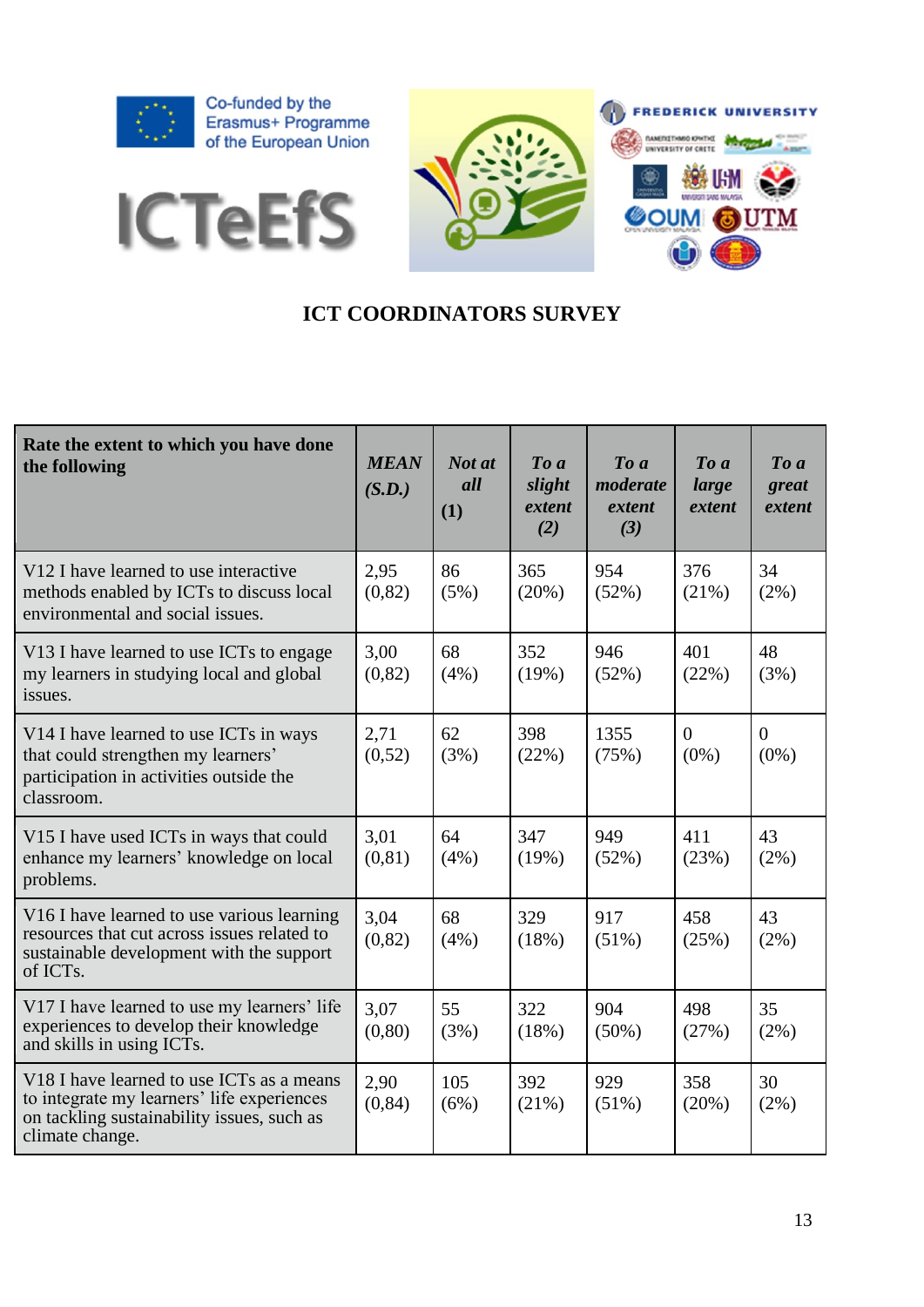Co-funded by the Erasmus+ Programme of the European Union

ICTeEfS

FREDERICK UNIVERSITY

## ICT COORDINATORS SURVEY

| **Rate the extent to which you have done the following** | ***MEAN (S.D.)*** | ***Not at all* (1)** | ***To a slight extent (2)*** | ***To a moderate extent (3)*** | ***To a large extent*** | ***To a great extent*** |
|---|---|---|---|---|---|---|
| V12 I have learned to use interactive methods enabled by ICTs to discuss local environmental and social issues. | 2,95 (0,82) | 86 (5%) | 365 (20%) | 954 (52%) | 376 (21%) | 34 (2%) |
| V13 I have learned to use ICTs to engage my learners in studying local and global issues. | 3,00 (0,82) | 68 (4%) | 352 (19%) | 946 (52%) | 401 (22%) | 48 (3%) |
| V14 I have learned to use ICTs in ways that could strengthen my learners' participation in activities outside the classroom. | 2,71 (0,52) | 62 (3%) | 398 (22%) | 1355 (75%) | 0 (0%) | 0 (0%) |
| V15 I have used ICTs in ways that could enhance my learners' knowledge on local problems. | 3,01 (0,81) | 64 (4%) | 347 (19%) | 949 (52%) | 411 (23%) | 43 (2%) |
| V16 I have learned to use various learning resources that cut across issues related to sustainable development with the support of ICTs. | 3,04 (0,82) | 68 (4%) | 329 (18%) | 917 (51%) | 458 (25%) | 43 (2%) |
| V17 I have learned to use my learners' life experiences to develop their knowledge and skills in using ICTs. | 3,07 (0,80) | 55 (3%) | 322 (18%) | 904 (50%) | 498 (27%) | 35 (2%) |
| V18 I have learned to use ICTs as a means to integrate my learners' life experiences on tackling sustainability issues, such as climate change. | 2,90 (0,84) | 105 (6%) | 392 (21%) | 929 (51%) | 358 (20%) | 30 (2%) |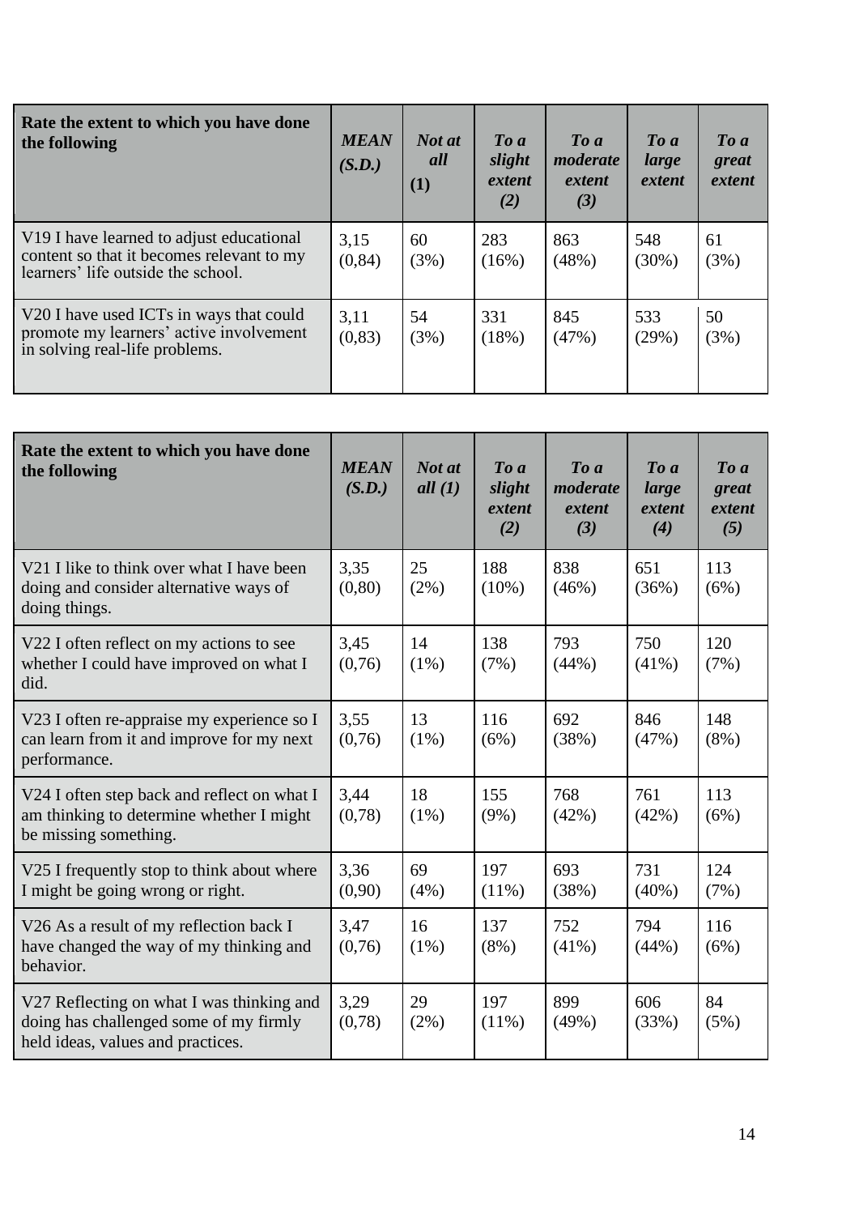| Rate the extent to which you have done the following | *MEAN (S.D.)* | *Not at all* **(1)** | *To a slight extent (2)* | *To a moderate extent (3)* | *To a large extent* | *To a great extent* |
|---|---|---|---|---|---|---|
| V19 I have learned to adjust educational content so that it becomes relevant to my learners' life outside the school. | 3,15 (0,84) | 60 (3%) | 283 (16%) | 863 (48%) | 548 (30%) | 61 (3%) |
| V20 I have used ICTs in ways that could promote my learners' active involvement in solving real-life problems. | 3,11 (0,83) | 54 (3%) | 331 (18%) | 845 (47%) | 533 (29%) | 50 (3%) |

| Rate the extent to which you have done the following | *MEAN (S.D.)* | *Not at all (1)* | *To a slight extent (2)* | *To a moderate extent (3)* | *To a large extent (4)* | *To a great extent (5)* |
|---|---|---|---|---|---|---|
| V21 I like to think over what I have been doing and consider alternative ways of doing things. | 3,35 (0,80) | 25 (2%) | 188 (10%) | 838 (46%) | 651 (36%) | 113 (6%) |
| V22 I often reflect on my actions to see whether I could have improved on what I did. | 3,45 (0,76) | 14 (1%) | 138 (7%) | 793 (44%) | 750 (41%) | 120 (7%) |
| V23 I often re-appraise my experience so I can learn from it and improve for my next performance. | 3,55 (0,76) | 13 (1%) | 116 (6%) | 692 (38%) | 846 (47%) | 148 (8%) |
| V24 I often step back and reflect on what I am thinking to determine whether I might be missing something. | 3,44 (0,78) | 18 (1%) | 155 (9%) | 768 (42%) | 761 (42%) | 113 (6%) |
| V25 I frequently stop to think about where I might be going wrong or right. | 3,36 (0,90) | 69 (4%) | 197 (11%) | 693 (38%) | 731 (40%) | 124 (7%) |
| V26 As a result of my reflection back I have changed the way of my thinking and behavior. | 3,47 (0,76) | 16 (1%) | 137 (8%) | 752 (41%) | 794 (44%) | 116 (6%) |
| V27 Reflecting on what I was thinking and doing has challenged some of my firmly held ideas, values and practices. | 3,29 (0,78) | 29 (2%) | 197 (11%) | 899 (49%) | 606 (33%) | 84 (5%) |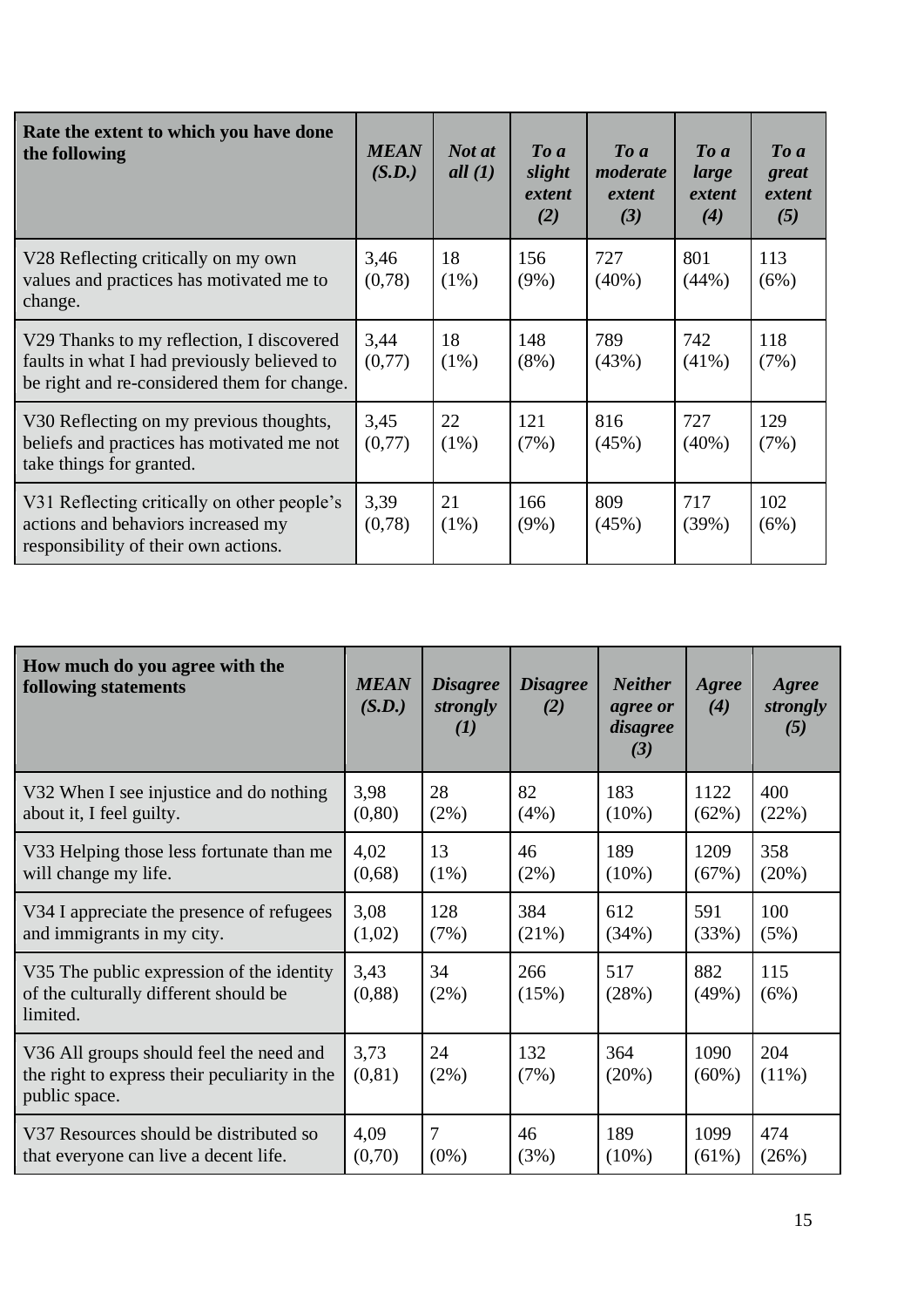| Rate the extent to which you have done the following | *MEAN (S.D.)* | *Not at all (1)* | *To a slight extent (2)* | *To a moderate extent (3)* | *To a large extent (4)* | *To a great extent (5)* |
|---|---|---|---|---|---|---|
| V28 Reflecting critically on my own values and practices has motivated me to change. | 3,46 (0,78) | 18 (1%) | 156 (9%) | 727 (40%) | 801 (44%) | 113 (6%) |
| V29 Thanks to my reflection, I discovered faults in what I had previously believed to be right and re-considered them for change. | 3,44 (0,77) | 18 (1%) | 148 (8%) | 789 (43%) | 742 (41%) | 118 (7%) |
| V30 Reflecting on my previous thoughts, beliefs and practices has motivated me not take things for granted. | 3,45 (0,77) | 22 (1%) | 121 (7%) | 816 (45%) | 727 (40%) | 129 (7%) |
| V31 Reflecting critically on other people's actions and behaviors increased my responsibility of their own actions. | 3,39 (0,78) | 21 (1%) | 166 (9%) | 809 (45%) | 717 (39%) | 102 (6%) |

| How much do you agree with the following statements | *MEAN (S.D.)* | *Disagree strongly (1)* | *Disagree (2)* | *Neither agree or disagree (3)* | *Agree (4)* | *Agree strongly (5)* |
|---|---|---|---|---|---|---|
| V32 When I see injustice and do nothing about it, I feel guilty. | 3,98 (0,80) | 28 (2%) | 82 (4%) | 183 (10%) | 1122 (62%) | 400 (22%) |
| V33 Helping those less fortunate than me will change my life. | 4,02 (0,68) | 13 (1%) | 46 (2%) | 189 (10%) | 1209 (67%) | 358 (20%) |
| V34 I appreciate the presence of refugees and immigrants in my city. | 3,08 (1,02) | 128 (7%) | 384 (21%) | 612 (34%) | 591 (33%) | 100 (5%) |
| V35 The public expression of the identity of the culturally different should be limited. | 3,43 (0,88) | 34 (2%) | 266 (15%) | 517 (28%) | 882 (49%) | 115 (6%) |
| V36 All groups should feel the need and the right to express their peculiarity in the public space. | 3,73 (0,81) | 24 (2%) | 132 (7%) | 364 (20%) | 1090 (60%) | 204 (11%) |
| V37 Resources should be distributed so that everyone can live a decent life. | 4,09 (0,70) | 7 (0%) | 46 (3%) | 189 (10%) | 1099 (61%) | 474 (26%) |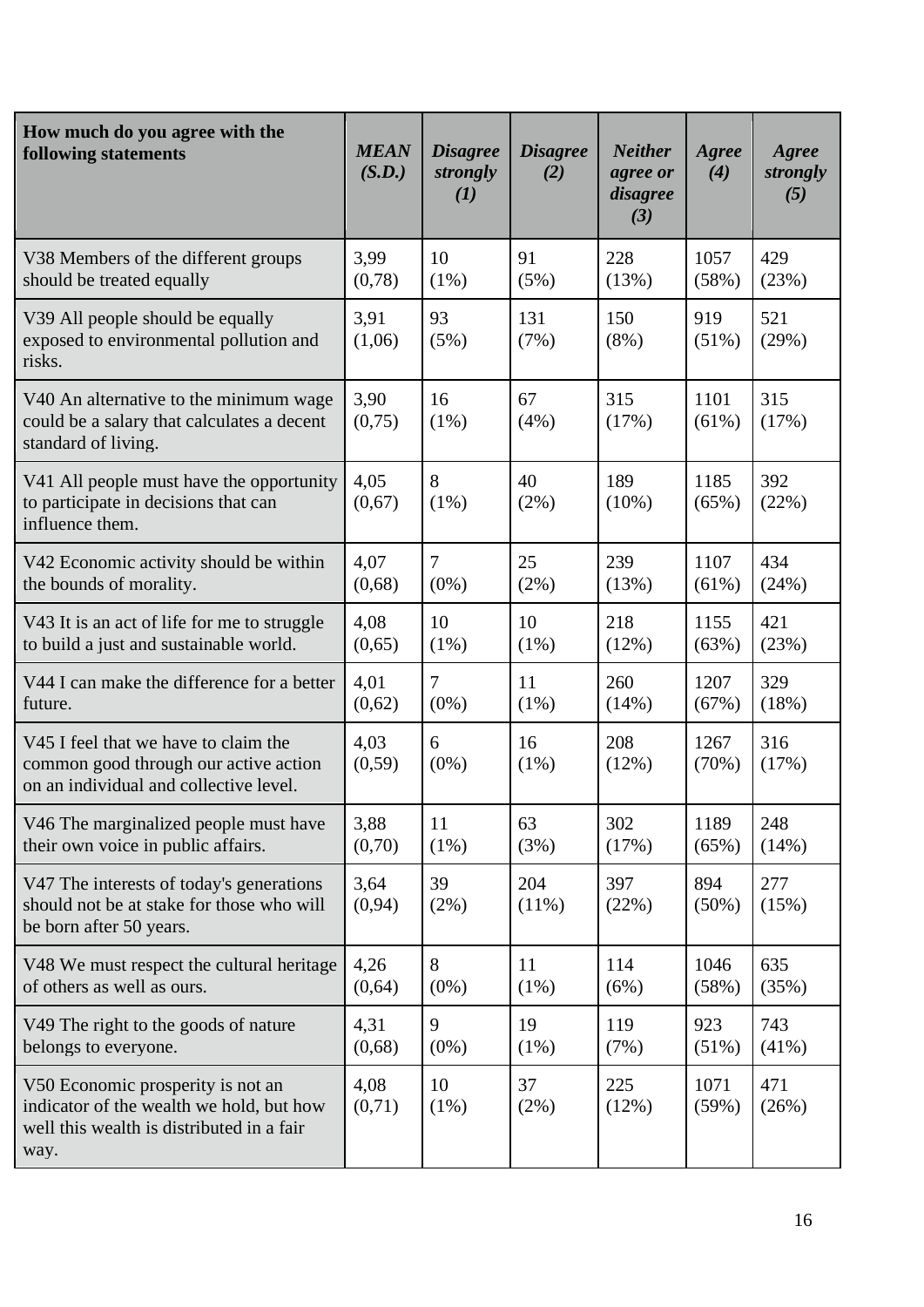| How much do you agree with the following statements | *MEAN (S.D.)* | *Disagree strongly (1)* | *Disagree (2)* | *Neither agree or disagree (3)* | *Agree (4)* | *Agree strongly (5)* |
|---|---|---|---|---|---|---|
| V38 Members of the different groups should be treated equally | 3,99 (0,78) | 10 (1%) | 91 (5%) | 228 (13%) | 1057 (58%) | 429 (23%) |
| V39 All people should be equally exposed to environmental pollution and risks. | 3,91 (1,06) | 93 (5%) | 131 (7%) | 150 (8%) | 919 (51%) | 521 (29%) |
| V40 An alternative to the minimum wage could be a salary that calculates a decent standard of living. | 3,90 (0,75) | 16 (1%) | 67 (4%) | 315 (17%) | 1101 (61%) | 315 (17%) |
| V41 All people must have the opportunity to participate in decisions that can influence them. | 4,05 (0,67) | 8 (1%) | 40 (2%) | 189 (10%) | 1185 (65%) | 392 (22%) |
| V42 Economic activity should be within the bounds of morality. | 4,07 (0,68) | 7 (0%) | 25 (2%) | 239 (13%) | 1107 (61%) | 434 (24%) |
| V43 It is an act of life for me to struggle to build a just and sustainable world. | 4,08 (0,65) | 10 (1%) | 10 (1%) | 218 (12%) | 1155 (63%) | 421 (23%) |
| V44 I can make the difference for a better future. | 4,01 (0,62) | 7 (0%) | 11 (1%) | 260 (14%) | 1207 (67%) | 329 (18%) |
| V45 I feel that we have to claim the common good through our active action on an individual and collective level. | 4,03 (0,59) | 6 (0%) | 16 (1%) | 208 (12%) | 1267 (70%) | 316 (17%) |
| V46 The marginalized people must have their own voice in public affairs. | 3,88 (0,70) | 11 (1%) | 63 (3%) | 302 (17%) | 1189 (65%) | 248 (14%) |
| V47 The interests of today's generations should not be at stake for those who will be born after 50 years. | 3,64 (0,94) | 39 (2%) | 204 (11%) | 397 (22%) | 894 (50%) | 277 (15%) |
| V48 We must respect the cultural heritage of others as well as ours. | 4,26 (0,64) | 8 (0%) | 11 (1%) | 114 (6%) | 1046 (58%) | 635 (35%) |
| V49 The right to the goods of nature belongs to everyone. | 4,31 (0,68) | 9 (0%) | 19 (1%) | 119 (7%) | 923 (51%) | 743 (41%) |
| V50 Economic prosperity is not an indicator of the wealth we hold, but how well this wealth is distributed in a fair way. | 4,08 (0,71) | 10 (1%) | 37 (2%) | 225 (12%) | 1071 (59%) | 471 (26%) |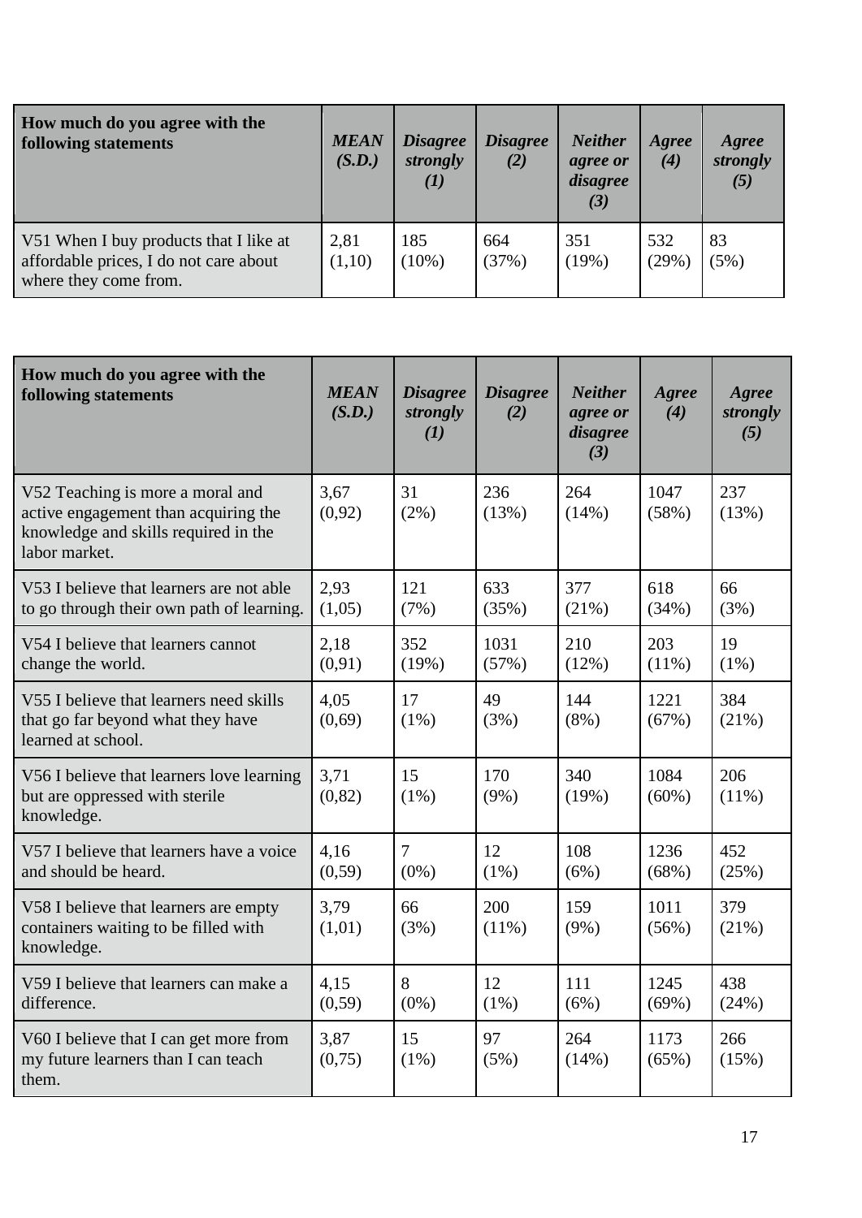| How much do you agree with the following statements | *MEAN (S.D.)* | *Disagree strongly (1)* | *Disagree (2)* | *Neither agree or disagree (3)* | *Agree (4)* | *Agree strongly (5)* |
|---|---|---|---|---|---|---|
| V51 When I buy products that I like at affordable prices, I do not care about where they come from. | 2,81 (1,10) | 185 (10%) | 664 (37%) | 351 (19%) | 532 (29%) | 83 (5%) |

| How much do you agree with the following statements | *MEAN (S.D.)* | *Disagree strongly (1)* | *Disagree (2)* | *Neither agree or disagree (3)* | *Agree (4)* | *Agree strongly (5)* |
|---|---|---|---|---|---|---|
| V52 Teaching is more a moral and active engagement than acquiring the knowledge and skills required in the labor market. | 3,67 (0,92) | 31 (2%) | 236 (13%) | 264 (14%) | 1047 (58%) | 237 (13%) |
| V53 I believe that learners are not able to go through their own path of learning. | 2,93 (1,05) | 121 (7%) | 633 (35%) | 377 (21%) | 618 (34%) | 66 (3%) |
| V54 I believe that learners cannot change the world. | 2,18 (0,91) | 352 (19%) | 1031 (57%) | 210 (12%) | 203 (11%) | 19 (1%) |
| V55 I believe that learners need skills that go far beyond what they have learned at school. | 4,05 (0,69) | 17 (1%) | 49 (3%) | 144 (8%) | 1221 (67%) | 384 (21%) |
| V56 I believe that learners love learning but are oppressed with sterile knowledge. | 3,71 (0,82) | 15 (1%) | 170 (9%) | 340 (19%) | 1084 (60%) | 206 (11%) |
| V57 I believe that learners have a voice and should be heard. | 4,16 (0,59) | 7 (0%) | 12 (1%) | 108 (6%) | 1236 (68%) | 452 (25%) |
| V58 I believe that learners are empty containers waiting to be filled with knowledge. | 3,79 (1,01) | 66 (3%) | 200 (11%) | 159 (9%) | 1011 (56%) | 379 (21%) |
| V59 I believe that learners can make a difference. | 4,15 (0,59) | 8 (0%) | 12 (1%) | 111 (6%) | 1245 (69%) | 438 (24%) |
| V60 I believe that I can get more from my future learners than I can teach them. | 3,87 (0,75) | 15 (1%) | 97 (5%) | 264 (14%) | 1173 (65%) | 266 (15%) |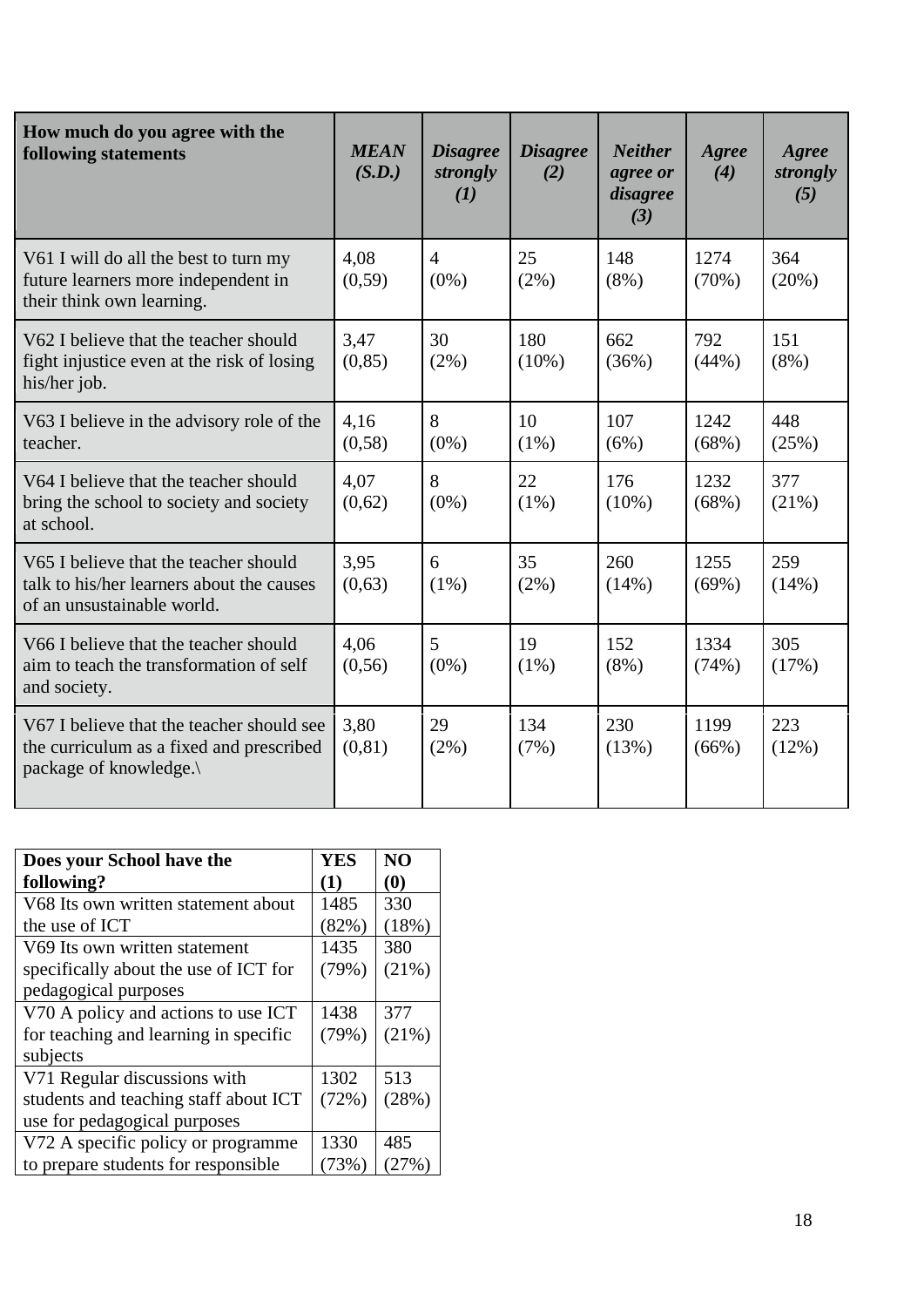| **How much do you agree with the following statements** | ***MEAN (S.D.)*** | ***Disagree strongly (1)*** | ***Disagree (2)*** | ***Neither agree or disagree (3)*** | ***Agree (4)*** | ***Agree strongly (5)*** |
|---|---|---|---|---|---|---|
| V61 I will do all the best to turn my future learners more independent in their think own learning. | 4,08 (0,59) | 4 (0%) | 25 (2%) | 148 (8%) | 1274 (70%) | 364 (20%) |
| V62 I believe that the teacher should fight injustice even at the risk of losing his/her job. | 3,47 (0,85) | 30 (2%) | 180 (10%) | 662 (36%) | 792 (44%) | 151 (8%) |
| V63 I believe in the advisory role of the teacher. | 4,16 (0,58) | 8 (0%) | 10 (1%) | 107 (6%) | 1242 (68%) | 448 (25%) |
| V64 I believe that the teacher should bring the school to society and society at school. | 4,07 (0,62) | 8 (0%) | 22 (1%) | 176 (10%) | 1232 (68%) | 377 (21%) |
| V65 I believe that the teacher should talk to his/her learners about the causes of an unsustainable world. | 3,95 (0,63) | 6 (1%) | 35 (2%) | 260 (14%) | 1255 (69%) | 259 (14%) |
| V66 I believe that the teacher should aim to teach the transformation of self and society. | 4,06 (0,56) | 5 (0%) | 19 (1%) | 152 (8%) | 1334 (74%) | 305 (17%) |
| V67 I believe that the teacher should see the curriculum as a fixed and prescribed package of knowledge.\ | 3,80 (0,81) | 29 (2%) | 134 (7%) | 230 (13%) | 1199 (66%) | 223 (12%) |

| **Does your School have the following?** | **YES (1)** | **NO (0)** |
|---|---|---|
| V68 Its own written statement about the use of ICT | 1485 (82%) | 330 (18%) |
| V69 Its own written statement specifically about the use of ICT for pedagogical purposes | 1435 (79%) | 380 (21%) |
| V70 A policy and actions to use ICT for teaching and learning in specific subjects | 1438 (79%) | 377 (21%) |
| V71 Regular discussions with students and teaching staff about ICT use for pedagogical purposes | 1302 (72%) | 513 (28%) |
| V72 A specific policy or programme to prepare students for responsible | 1330 (73%) | 485 (27%) |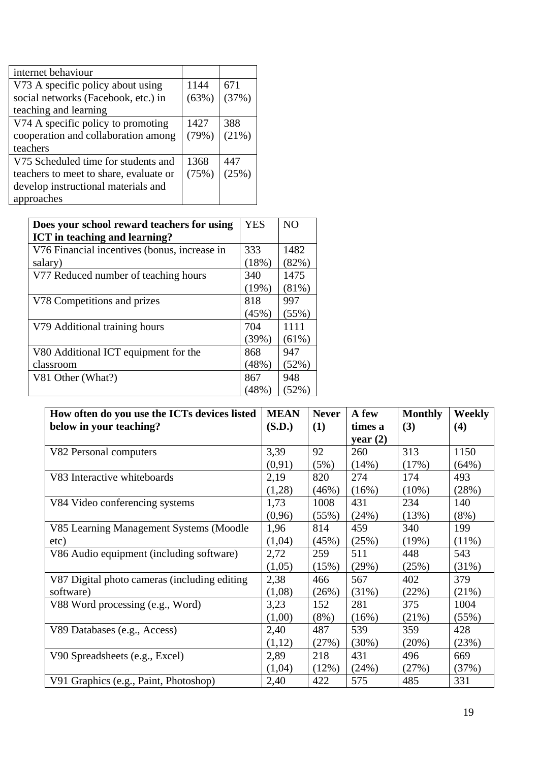| | | |
|---|---|---|
| internet behaviour | | |
| V73 A specific policy about using social networks (Facebook, etc.) in teaching and learning | 1144 (63%) | 671 (37%) |
| V74 A specific policy to promoting cooperation and collaboration among teachers | 1427 (79%) | 388 (21%) |
| V75 Scheduled time for students and teachers to meet to share, evaluate or develop instructional materials and approaches | 1368 (75%) | 447 (25%) |

| **Does your school reward teachers for using ICT in teaching and learning?** | YES | NO |
|---|---|---|
| V76 Financial incentives (bonus, increase in salary) | 333 (18%) | 1482 (82%) |
| V77 Reduced number of teaching hours | 340 (19%) | 1475 (81%) |
| V78 Competitions and prizes | 818 (45%) | 997 (55%) |
| V79 Additional training hours | 704 (39%) | 1111 (61%) |
| V80 Additional ICT equipment for the classroom | 868 (48%) | 947 (52%) |
| V81 Other (What?) | 867 (48%) | 948 (52%) |

| **How often do you use the ICTs devices listed below in your teaching?** | **MEAN (S.D.)** | **Never (1)** | **A few times a year (2)** | **Monthly (3)** | **Weekly (4)** |
|---|---|---|---|---|---|
| V82 Personal computers | 3,39 (0,91) | 92 (5%) | 260 (14%) | 313 (17%) | 1150 (64%) |
| V83 Interactive whiteboards | 2,19 (1,28) | 820 (46%) | 274 (16%) | 174 (10%) | 493 (28%) |
| V84 Video conferencing systems | 1,73 (0,96) | 1008 (55%) | 431 (24%) | 234 (13%) | 140 (8%) |
| V85 Learning Management Systems (Moodle etc) | 1,96 (1,04) | 814 (45%) | 459 (25%) | 340 (19%) | 199 (11%) |
| V86 Audio equipment (including software) | 2,72 (1,05) | 259 (15%) | 511 (29%) | 448 (25%) | 543 (31%) |
| V87 Digital photo cameras (including editing software) | 2,38 (1,08) | 466 (26%) | 567 (31%) | 402 (22%) | 379 (21%) |
| V88 Word processing (e.g., Word) | 3,23 (1,00) | 152 (8%) | 281 (16%) | 375 (21%) | 1004 (55%) |
| V89 Databases (e.g., Access) | 2,40 (1,12) | 487 (27%) | 539 (30%) | 359 (20%) | 428 (23%) |
| V90 Spreadsheets (e.g., Excel) | 2,89 (1,04) | 218 (12%) | 431 (24%) | 496 (27%) | 669 (37%) |
| V91 Graphics (e.g., Paint, Photoshop) | 2,40 | 422 | 575 | 485 | 331 |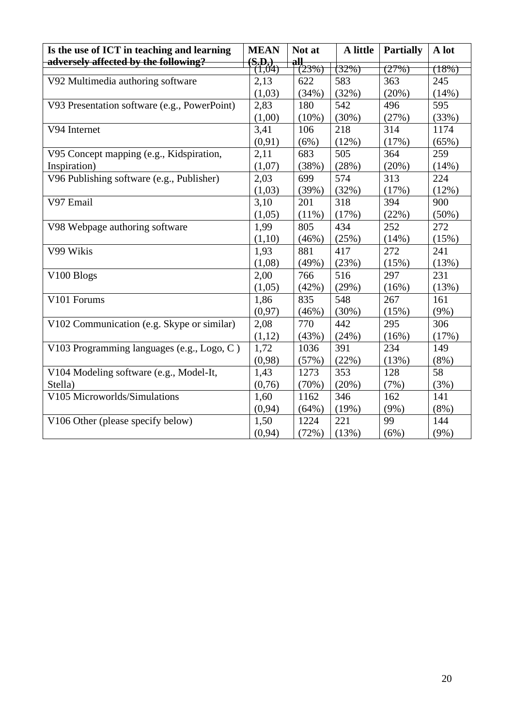| Is the use of ICT in teaching and learning adversely affected by the following? | MEAN (S.D.) | Not at all | A little | Partially | A lot |
|---|---|---|---|---|---|
| | (1,04) | (23%) | (32%) | (27%) | (18%) |
| V92 Multimedia authoring software | 2,13 (1,03) | 622 (34%) | 583 (32%) | 363 (20%) | 245 (14%) |
| V93 Presentation software (e.g., PowerPoint) | 2,83 (1,00) | 180 (10%) | 542 (30%) | 496 (27%) | 595 (33%) |
| V94 Internet | 3,41 (0,91) | 106 (6%) | 218 (12%) | 314 (17%) | 1174 (65%) |
| V95 Concept mapping (e.g., Kidspiration, Inspiration) | 2,11 (1,07) | 683 (38%) | 505 (28%) | 364 (20%) | 259 (14%) |
| V96 Publishing software (e.g., Publisher) | 2,03 (1,03) | 699 (39%) | 574 (32%) | 313 (17%) | 224 (12%) |
| V97 Email | 3,10 (1,05) | 201 (11%) | 318 (17%) | 394 (22%) | 900 (50%) |
| V98 Webpage authoring software | 1,99 (1,10) | 805 (46%) | 434 (25%) | 252 (14%) | 272 (15%) |
| V99 Wikis | 1,93 (1,08) | 881 (49%) | 417 (23%) | 272 (15%) | 241 (13%) |
| V100 Blogs | 2,00 (1,05) | 766 (42%) | 516 (29%) | 297 (16%) | 231 (13%) |
| V101 Forums | 1,86 (0,97) | 835 (46%) | 548 (30%) | 267 (15%) | 161 (9%) |
| V102 Communication (e.g. Skype or similar) | 2,08 (1,12) | 770 (43%) | 442 (24%) | 295 (16%) | 306 (17%) |
| V103 Programming languages (e.g., Logo, C ) | 1,72 (0,98) | 1036 (57%) | 391 (22%) | 234 (13%) | 149 (8%) |
| V104 Modeling software (e.g., Model-It, Stella) | 1,43 (0,76) | 1273 (70%) | 353 (20%) | 128 (7%) | 58 (3%) |
| V105 Microworlds/Simulations | 1,60 (0,94) | 1162 (64%) | 346 (19%) | 162 (9%) | 141 (8%) |
| V106 Other (please specify below) | 1,50 (0,94) | 1224 (72%) | 221 (13%) | 99 (6%) | 144 (9%) |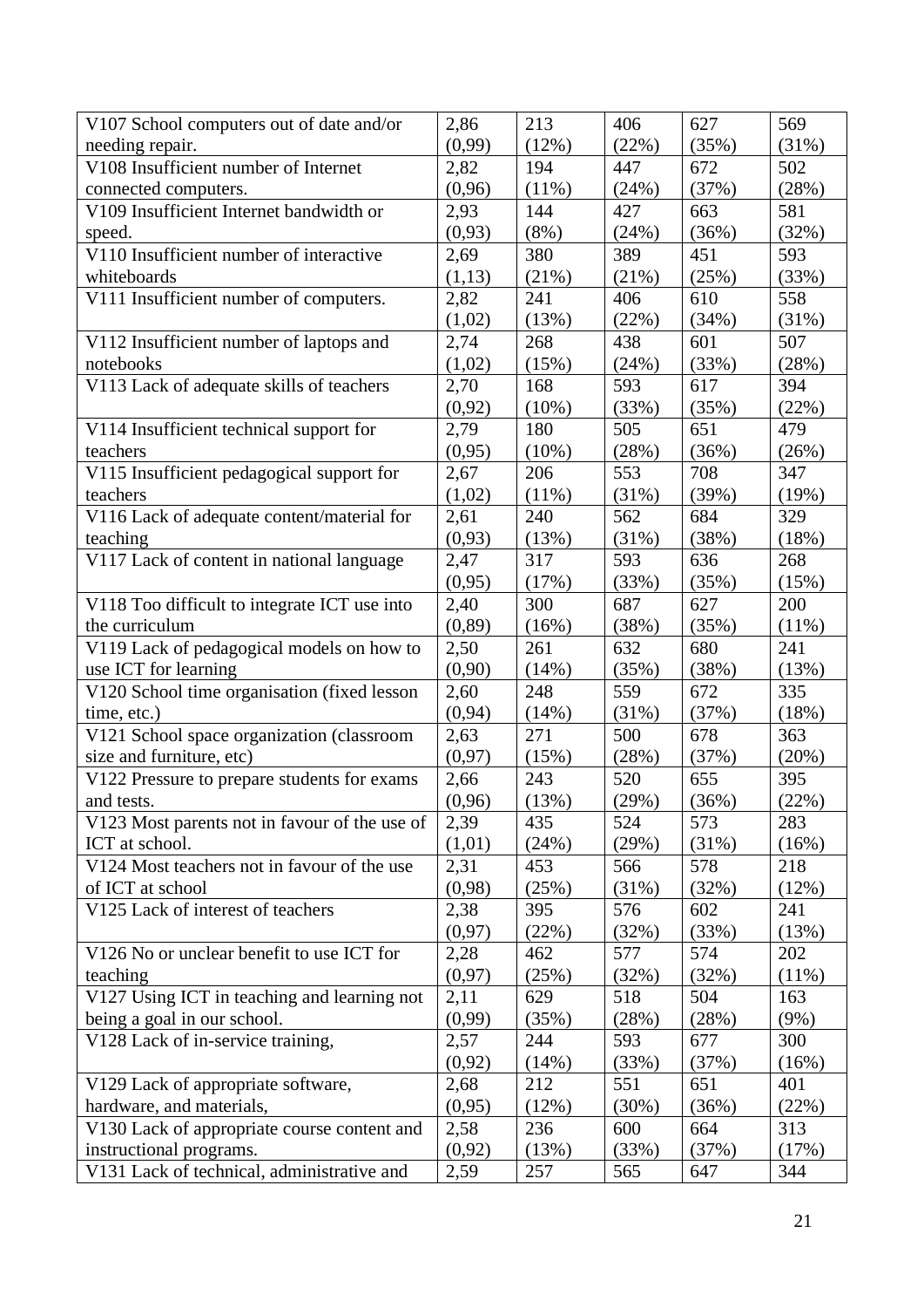| | | | | | |
|---|---|---|---|---|---|
| V107 School computers out of date and/or needing repair. | 2,86 (0,99) | 213 (12%) | 406 (22%) | 627 (35%) | 569 (31%) |
| V108 Insufficient number of Internet connected computers. | 2,82 (0,96) | 194 (11%) | 447 (24%) | 672 (37%) | 502 (28%) |
| V109 Insufficient Internet bandwidth or speed. | 2,93 (0,93) | 144 (8%) | 427 (24%) | 663 (36%) | 581 (32%) |
| V110 Insufficient number of interactive whiteboards | 2,69 (1,13) | 380 (21%) | 389 (21%) | 451 (25%) | 593 (33%) |
| V111 Insufficient number of computers. | 2,82 (1,02) | 241 (13%) | 406 (22%) | 610 (34%) | 558 (31%) |
| V112 Insufficient number of laptops and notebooks | 2,74 (1,02) | 268 (15%) | 438 (24%) | 601 (33%) | 507 (28%) |
| V113 Lack of adequate skills of teachers | 2,70 (0,92) | 168 (10%) | 593 (33%) | 617 (35%) | 394 (22%) |
| V114 Insufficient technical support for teachers | 2,79 (0,95) | 180 (10%) | 505 (28%) | 651 (36%) | 479 (26%) |
| V115 Insufficient pedagogical support for teachers | 2,67 (1,02) | 206 (11%) | 553 (31%) | 708 (39%) | 347 (19%) |
| V116 Lack of adequate content/material for teaching | 2,61 (0,93) | 240 (13%) | 562 (31%) | 684 (38%) | 329 (18%) |
| V117 Lack of content in national language | 2,47 (0,95) | 317 (17%) | 593 (33%) | 636 (35%) | 268 (15%) |
| V118 Too difficult to integrate ICT use into the curriculum | 2,40 (0,89) | 300 (16%) | 687 (38%) | 627 (35%) | 200 (11%) |
| V119 Lack of pedagogical models on how to use ICT for learning | 2,50 (0,90) | 261 (14%) | 632 (35%) | 680 (38%) | 241 (13%) |
| V120 School time organisation (fixed lesson time, etc.) | 2,60 (0,94) | 248 (14%) | 559 (31%) | 672 (37%) | 335 (18%) |
| V121 School space organization (classroom size and furniture, etc) | 2,63 (0,97) | 271 (15%) | 500 (28%) | 678 (37%) | 363 (20%) |
| V122 Pressure to prepare students for exams and tests. | 2,66 (0,96) | 243 (13%) | 520 (29%) | 655 (36%) | 395 (22%) |
| V123 Most parents not in favour of the use of ICT at school. | 2,39 (1,01) | 435 (24%) | 524 (29%) | 573 (31%) | 283 (16%) |
| V124 Most teachers not in favour of the use of ICT at school | 2,31 (0,98) | 453 (25%) | 566 (31%) | 578 (32%) | 218 (12%) |
| V125 Lack of interest of teachers | 2,38 (0,97) | 395 (22%) | 576 (32%) | 602 (33%) | 241 (13%) |
| V126 No or unclear benefit to use ICT for teaching | 2,28 (0,97) | 462 (25%) | 577 (32%) | 574 (32%) | 202 (11%) |
| V127 Using ICT in teaching and learning not being a goal in our school. | 2,11 (0,99) | 629 (35%) | 518 (28%) | 504 (28%) | 163 (9%) |
| V128 Lack of in-service training, | 2,57 (0,92) | 244 (14%) | 593 (33%) | 677 (37%) | 300 (16%) |
| V129 Lack of appropriate software, hardware, and materials, | 2,68 (0,95) | 212 (12%) | 551 (30%) | 651 (36%) | 401 (22%) |
| V130 Lack of appropriate course content and instructional programs. | 2,58 (0,92) | 236 (13%) | 600 (33%) | 664 (37%) | 313 (17%) |
| V131 Lack of technical, administrative and | 2,59 | 257 | 565 | 647 | 344 |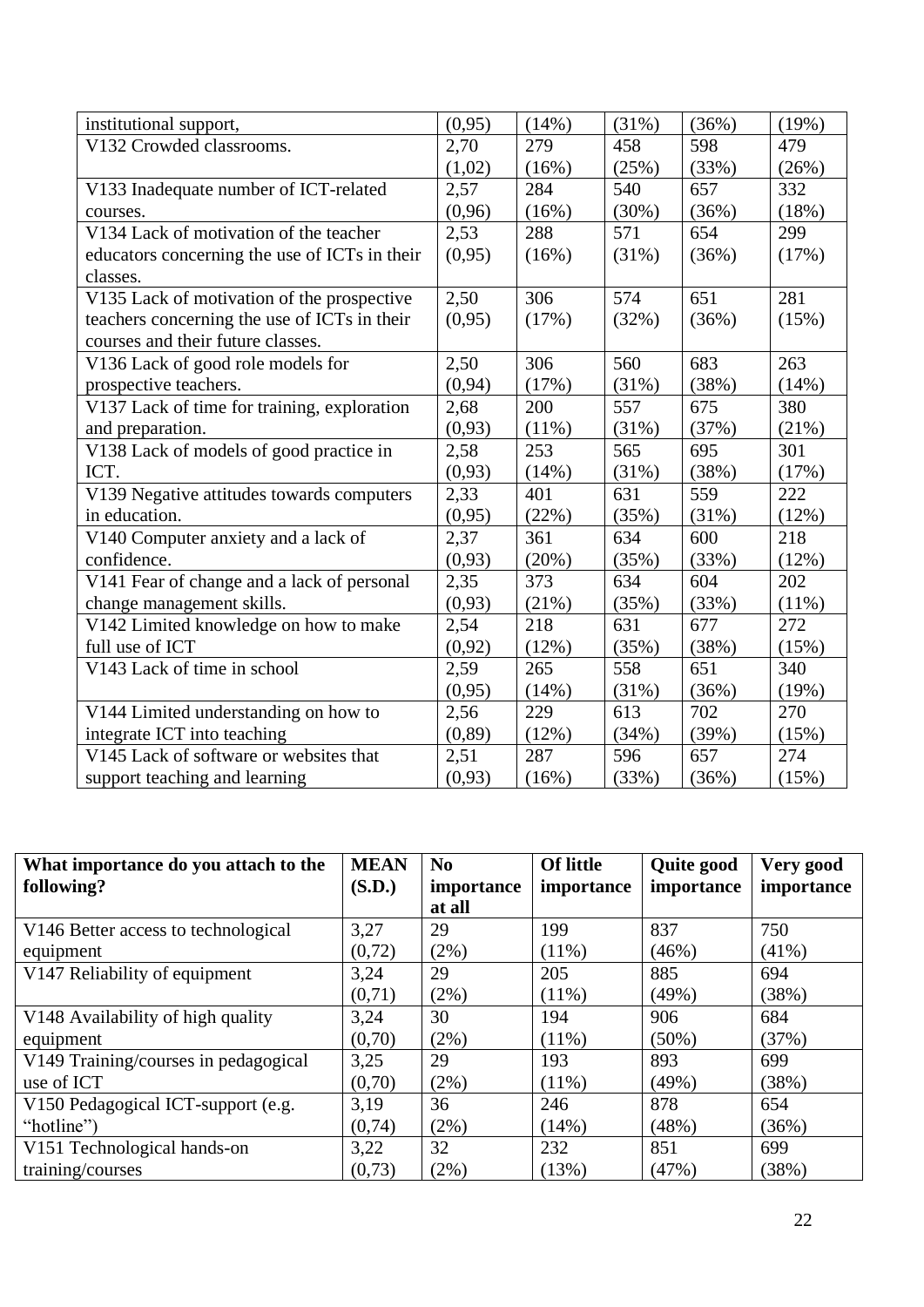| | | | | | |
|---|---|---|---|---|---|
| institutional support, | (0,95) | (14%) | (31%) | (36%) | (19%) |
| V132 Crowded classrooms. | 2,70 (1,02) | 279 (16%) | 458 (25%) | 598 (33%) | 479 (26%) |
| V133 Inadequate number of ICT-related courses. | 2,57 (0,96) | 284 (16%) | 540 (30%) | 657 (36%) | 332 (18%) |
| V134 Lack of motivation of the teacher educators concerning the use of ICTs in their classes. | 2,53 (0,95) | 288 (16%) | 571 (31%) | 654 (36%) | 299 (17%) |
| V135 Lack of motivation of the prospective teachers concerning the use of ICTs in their courses and their future classes. | 2,50 (0,95) | 306 (17%) | 574 (32%) | 651 (36%) | 281 (15%) |
| V136 Lack of good role models for prospective teachers. | 2,50 (0,94) | 306 (17%) | 560 (31%) | 683 (38%) | 263 (14%) |
| V137 Lack of time for training, exploration and preparation. | 2,68 (0,93) | 200 (11%) | 557 (31%) | 675 (37%) | 380 (21%) |
| V138 Lack of models of good practice in ICT. | 2,58 (0,93) | 253 (14%) | 565 (31%) | 695 (38%) | 301 (17%) |
| V139 Negative attitudes towards computers in education. | 2,33 (0,95) | 401 (22%) | 631 (35%) | 559 (31%) | 222 (12%) |
| V140 Computer anxiety and a lack of confidence. | 2,37 (0,93) | 361 (20%) | 634 (35%) | 600 (33%) | 218 (12%) |
| V141 Fear of change and a lack of personal change management skills. | 2,35 (0,93) | 373 (21%) | 634 (35%) | 604 (33%) | 202 (11%) |
| V142 Limited knowledge on how to make full use of ICT | 2,54 (0,92) | 218 (12%) | 631 (35%) | 677 (38%) | 272 (15%) |
| V143 Lack of time in school | 2,59 (0,95) | 265 (14%) | 558 (31%) | 651 (36%) | 340 (19%) |
| V144 Limited understanding on how to integrate ICT into teaching | 2,56 (0,89) | 229 (12%) | 613 (34%) | 702 (39%) | 270 (15%) |
| V145 Lack of software or websites that support teaching and learning | 2,51 (0,93) | 287 (16%) | 596 (33%) | 657 (36%) | 274 (15%) |

| **What importance do you attach to the following?** | **MEAN (S.D.)** | **No importance at all** | **Of little importance** | **Quite good importance** | **Very good importance** |
|---|---|---|---|---|---|
| V146 Better access to technological equipment | 3,27 (0,72) | 29 (2%) | 199 (11%) | 837 (46%) | 750 (41%) |
| V147 Reliability of equipment | 3,24 (0,71) | 29 (2%) | 205 (11%) | 885 (49%) | 694 (38%) |
| V148 Availability of high quality equipment | 3,24 (0,70) | 30 (2%) | 194 (11%) | 906 (50%) | 684 (37%) |
| V149 Training/courses in pedagogical use of ICT | 3,25 (0,70) | 29 (2%) | 193 (11%) | 893 (49%) | 699 (38%) |
| V150 Pedagogical ICT-support (e.g. "hotline") | 3,19 (0,74) | 36 (2%) | 246 (14%) | 878 (48%) | 654 (36%) |
| V151 Technological hands-on training/courses | 3,22 (0,73) | 32 (2%) | 232 (13%) | 851 (47%) | 699 (38%) |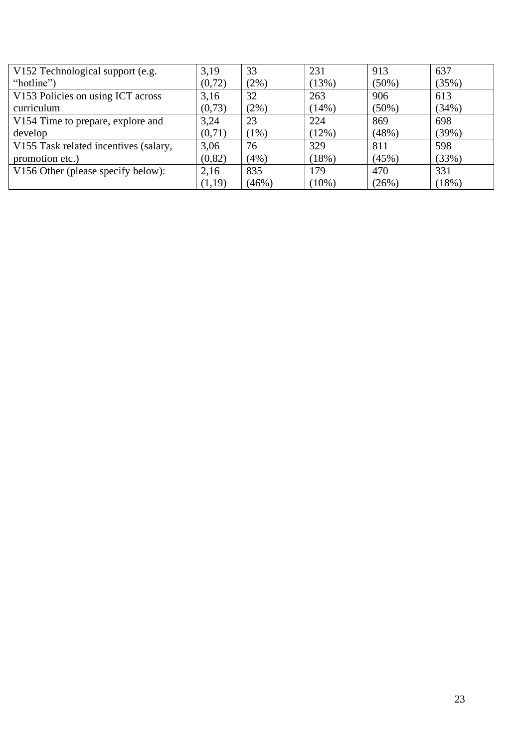| | | | | | |
|---|---|---|---|---|---|
| V152 Technological support (e.g. "hotline") | 3,19 (0,72) | 33 (2%) | 231 (13%) | 913 (50%) | 637 (35%) |
| V153 Policies on using ICT across curriculum | 3,16 (0,73) | 32 (2%) | 263 (14%) | 906 (50%) | 613 (34%) |
| V154 Time to prepare, explore and develop | 3,24 (0,71) | 23 (1%) | 224 (12%) | 869 (48%) | 698 (39%) |
| V155 Task related incentives (salary, promotion etc.) | 3,06 (0,82) | 76 (4%) | 329 (18%) | 811 (45%) | 598 (33%) |
| V156 Other (please specify below): | 2,16 (1,19) | 835 (46%) | 179 (10%) | 470 (26%) | 331 (18%) |